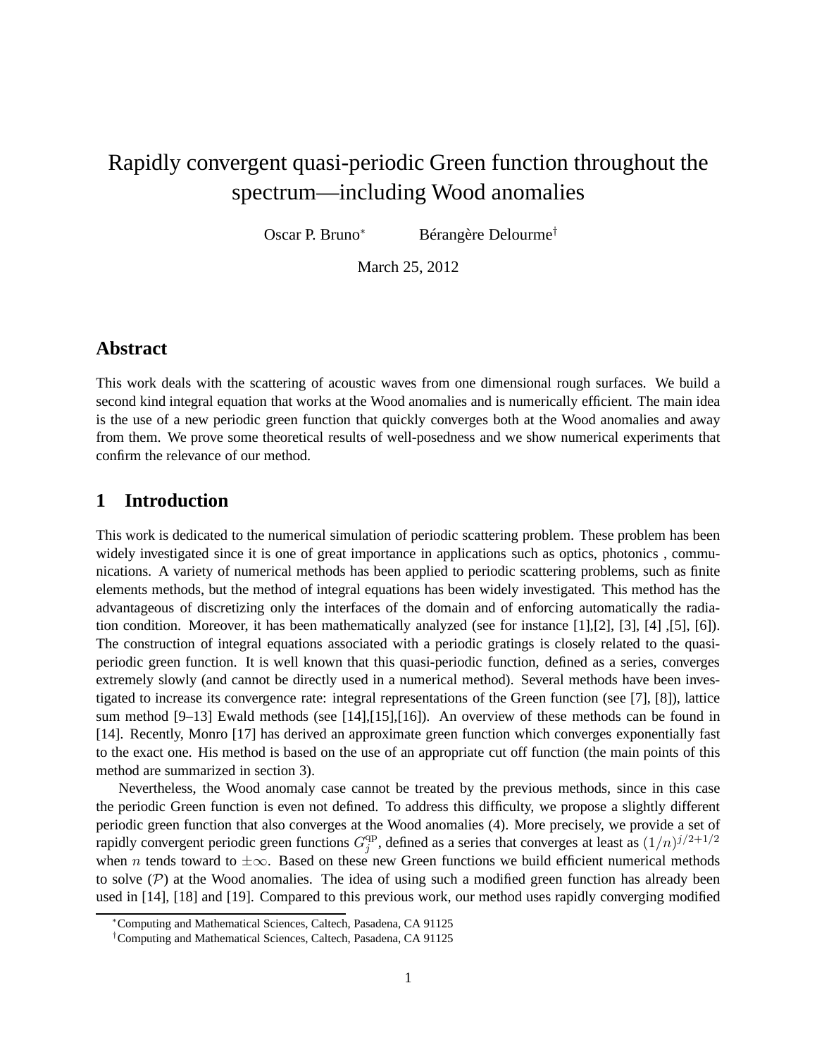# Rapidly convergent quasi-periodic Green function throughout the spectrum—including Wood anomalies

Oscar P. Bruno[*] Bérangère Delourme[†]

March 25, 2012

## Abstract

This work deals with the scattering of acoustic waves from one dimensional rough surfaces. We build a second kind integral equation that works at the Wood anomalies and is numerically efficient. The main idea is the use of a new periodic green function that quickly converges both at the Wood anomalies and away from them. We prove some theoretical results of well-posedness and we show numerical experiments that confirm the relevance of our method.

## 1 Introduction

This work is dedicated to the numerical simulation of periodic scattering problem. These problem has been widely investigated since it is one of great importance in applications such as optics, photonics , communications. A variety of numerical methods has been applied to periodic scattering problems, such as finite elements methods, but the method of integral equations has been widely investigated. This method has the advantageous of discretizing only the interfaces of the domain and of enforcing automatically the radiation condition. Moreover, it has been mathematically analyzed (see for instance [1],[2], [3], [4] ,[5], [6]). The construction of integral equations associated with a periodic gratings is closely related to the quasi-periodic green function. It is well known that this quasi-periodic function, defined as a series, converges extremely slowly (and cannot be directly used in a numerical method). Several methods have been investigated to increase its convergence rate: integral representations of the Green function (see [7], [8]), lattice sum method [9–13] Ewald methods (see [14],[15],[16]). An overview of these methods can be found in [14]. Recently, Monro [17] has derived an approximate green function which converges exponentially fast to the exact one. His method is based on the use of an appropriate cut off function (the main points of this method are summarized in section 3).

Nevertheless, the Wood anomaly case cannot be treated by the previous methods, since in this case the periodic Green function is even not defined. To address this difficulty, we propose a slightly different periodic green function that also converges at the Wood anomalies (4). More precisely, we provide a set of rapidly convergent periodic green functions $G_j^{\mathrm{qp}}$, defined as a series that converges at least as $(1/n)^{j/2+1/2}$ when $n$ tends toward to $\pm\infty$. Based on these new Green functions we build efficient numerical methods to solve ($\mathcal{P}$) at the Wood anomalies. The idea of using such a modified green function has already been used in [14], [18] and [19]. Compared to this previous work, our method uses rapidly converging modified

[*] Computing and Mathematical Sciences, Caltech, Pasadena, CA 91125

[†] Computing and Mathematical Sciences, Caltech, Pasadena, CA 91125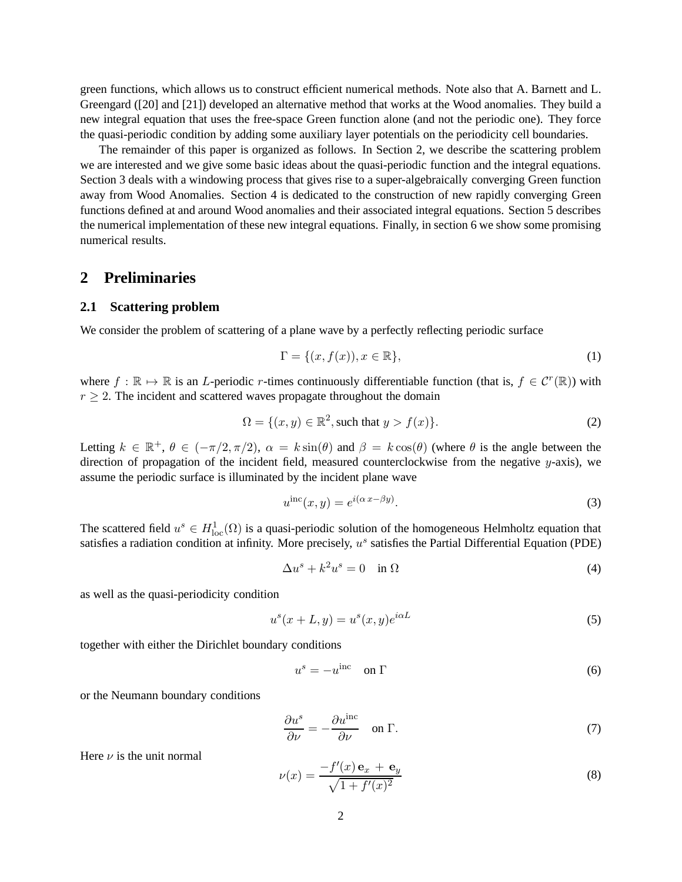green functions, which allows us to construct efficient numerical methods. Note also that A. Barnett and L. Greengard ([20] and [21]) developed an alternative method that works at the Wood anomalies. They build a new integral equation that uses the free-space Green function alone (and not the periodic one). They force the quasi-periodic condition by adding some auxiliary layer potentials on the periodicity cell boundaries.

The remainder of this paper is organized as follows. In Section 2, we describe the scattering problem we are interested and we give some basic ideas about the quasi-periodic function and the integral equations. Section 3 deals with a windowing process that gives rise to a super-algebraically converging Green function away from Wood Anomalies. Section 4 is dedicated to the construction of new rapidly converging Green functions defined at and around Wood anomalies and their associated integral equations. Section 5 describes the numerical implementation of these new integral equations. Finally, in section 6 we show some promising numerical results.

## 2 Preliminaries

### 2.1 Scattering problem

We consider the problem of scattering of a plane wave by a perfectly reflecting periodic surface

$$\Gamma = \{(x, f(x)), x \in \mathbb{R}\}, \tag{1}$$

where $f : \mathbb{R} \mapsto \mathbb{R}$ is an $L$-periodic $r$-times continuously differentiable function (that is, $f \in \mathcal{C}^r(\mathbb{R})$) with $r \geq 2$. The incident and scattered waves propagate throughout the domain

$$\Omega = \{(x, y) \in \mathbb{R}^2, \text{such that } y > f(x)\}. \tag{2}$$

Letting $k \in \mathbb{R}^+$, $\theta \in (-\pi/2, \pi/2)$, $\alpha = k\sin(\theta)$ and $\beta = k\cos(\theta)$ (where $\theta$ is the angle between the direction of propagation of the incident field, measured counterclockwise from the negative $y$-axis), we assume the periodic surface is illuminated by the incident plane wave

$$u^{\text{inc}}(x, y) = e^{i(\alpha\, x - \beta y)}. \tag{3}$$

The scattered field $u^s \in H^1_{\text{loc}}(\Omega)$ is a quasi-periodic solution of the homogeneous Helmholtz equation that satisfies a radiation condition at infinity. More precisely, $u^s$ satisfies the Partial Differential Equation (PDE)

$$\Delta u^s + k^2 u^s = 0 \quad \text{in } \Omega \tag{4}$$

as well as the quasi-periodicity condition

$$u^s(x + L, y) = u^s(x, y)e^{i\alpha L} \tag{5}$$

together with either the Dirichlet boundary conditions

$$u^s = -u^{\text{inc}} \quad \text{on } \Gamma \tag{6}$$

or the Neumann boundary conditions

$$\frac{\partial u^s}{\partial \nu} = -\frac{\partial u^{\text{inc}}}{\partial \nu} \quad \text{on } \Gamma. \tag{7}$$

Here $\nu$ is the unit normal

$$\nu(x) = \frac{-f'(x)\,\mathbf{e}_x \,+\, \mathbf{e}_y}{\sqrt{1 + f'(x)^2}} \tag{8}$$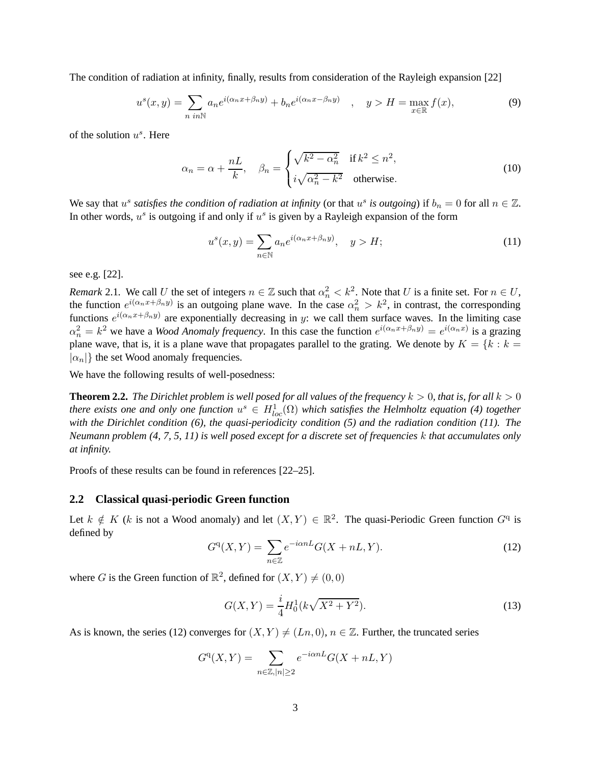The condition of radiation at infinity, finally, results from consideration of the Rayleigh expansion [22]

$$u^s(x,y) = \sum_{n\ in\mathbb{N}} a_n e^{i(\alpha_n x + \beta_n y)} + b_n e^{i(\alpha_n x - \beta_n y)} \quad , \quad y > H = \max_{x\in\mathbb{R}} f(x), \tag{9}$$

of the solution $u^s$. Here

$$\alpha_n = \alpha + \frac{nL}{k}, \quad \beta_n = \begin{cases} \sqrt{k^2 - \alpha_n^2} & \text{if } k^2 \leq n^2, \\ i\sqrt{\alpha_n^2 - k^2} & \text{otherwise}. \end{cases} \tag{10}$$

We say that $u^s$ *satisfies the condition of radiation at infinity* (or that $u^s$ *is outgoing*) if $b_n = 0$ for all $n \in \mathbb{Z}$. In other words, $u^s$ is outgoing if and only if $u^s$ is given by a Rayleigh expansion of the form

$$u^s(x,y) = \sum_{n\in\mathbb{N}} a_n e^{i(\alpha_n x + \beta_n y)}, \quad y > H; \tag{11}$$

see e.g. [22].

*Remark* 2.1. We call $U$ the set of integers $n \in \mathbb{Z}$ such that $\alpha_n^2 < k^2$. Note that $U$ is a finite set. For $n \in U$, the function $e^{i(\alpha_n x + \beta_n y)}$ is an outgoing plane wave. In the case $\alpha_n^2 > k^2$, in contrast, the corresponding functions $e^{i(\alpha_n x + \beta_n y)}$ are exponentially decreasing in $y$: we call them surface waves. In the limiting case $\alpha_n^2 = k^2$ we have a *Wood Anomaly frequency*. In this case the function $e^{i(\alpha_n x + \beta_n y)} = e^{i(\alpha_n x)}$ is a grazing plane wave, that is, it is a plane wave that propagates parallel to the grating. We denote by $K = \{k : k = |\alpha_n|\}$ the set Wood anomaly frequencies.

We have the following results of well-posedness:

**Theorem 2.2.** *The Dirichlet problem is well posed for all values of the frequency $k > 0$, that is, for all $k > 0$ there exists one and only one function $u^s \in H^1_{loc}(\Omega)$ which satisfies the Helmholtz equation (4) together with the Dirichlet condition (6), the quasi-periodicity condition (5) and the radiation condition (11). The Neumann problem (4, 7, 5, 11) is well posed except for a discrete set of frequencies $k$ that accumulates only at infinity.*

Proofs of these results can be found in references [22–25].

### 2.2 Classical quasi-periodic Green function

Let $k \notin K$ ($k$ is not a Wood anomaly) and let $(X,Y) \in \mathbb{R}^2$. The quasi-Periodic Green function $G^{\mathrm{q}}$ is defined by

$$G^{\mathrm{q}}(X,Y) = \sum_{n\in\mathbb{Z}} e^{-i\alpha nL} G(X + nL, Y). \tag{12}$$

where $G$ is the Green function of $\mathbb{R}^2$, defined for $(X,Y) \neq (0,0)$

$$G(X,Y) = \frac{i}{4} H_0^1(k\sqrt{X^2 + Y^2}). \tag{13}$$

As is known, the series (12) converges for $(X,Y) \neq (Ln, 0)$, $n \in \mathbb{Z}$. Further, the truncated series

$$G^{\mathrm{q}}(X,Y) = \sum_{n\in\mathbb{Z}, |n|\geq 2} e^{-i\alpha nL} G(X + nL, Y)$$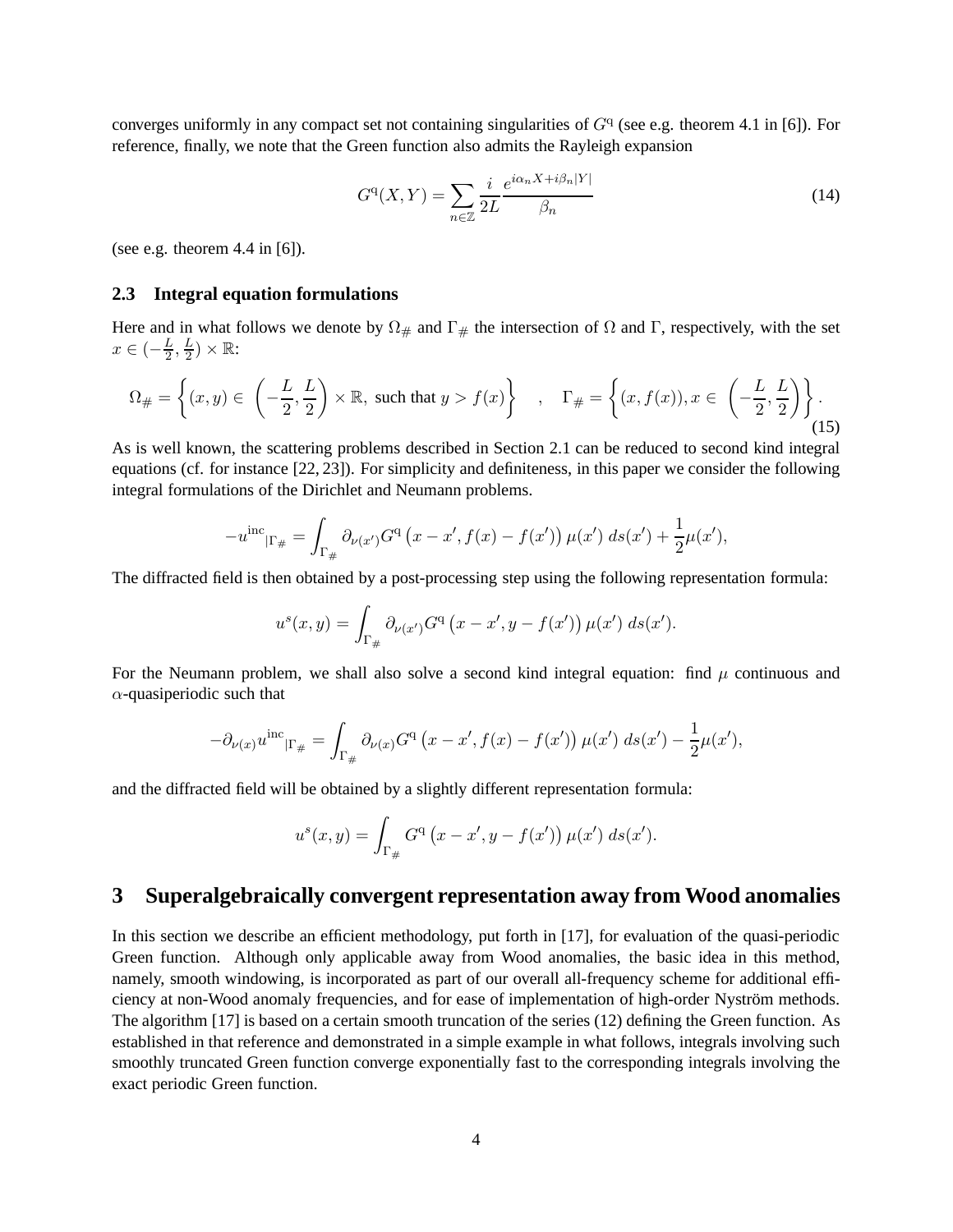converges uniformly in any compact set not containing singularities of $G^{\mathrm{q}}$ (see e.g. theorem 4.1 in [6]). For reference, finally, we note that the Green function also admits the Rayleigh expansion

$$G^{\mathrm{q}}(X,Y) = \sum_{n\in\mathbb{Z}} \frac{i}{2L}\frac{e^{i\alpha_n X + i\beta_n |Y|}}{\beta_n} \tag{14}$$

(see e.g. theorem 4.4 in [6]).

### 2.3 Integral equation formulations

Here and in what follows we denote by $\Omega_{\#}$ and $\Gamma_{\#}$ the intersection of $\Omega$ and $\Gamma$, respectively, with the set $x \in (-\frac{L}{2}, \frac{L}{2}) \times \mathbb{R}$:

$$\Omega_{\#} = \left\{ (x,y) \in \left(-\frac{L}{2}, \frac{L}{2}\right) \times \mathbb{R}, \text{ such that } y > f(x) \right\} \quad , \quad \Gamma_{\#} = \left\{ (x, f(x)), x \in \left(-\frac{L}{2}, \frac{L}{2}\right) \right\}. \tag{15}$$

As is well known, the scattering problems described in Section 2.1 can be reduced to second kind integral equations (cf. for instance [22, 23]). For simplicity and definiteness, in this paper we consider the following integral formulations of the Dirichlet and Neumann problems.

$$-u^{\mathrm{inc}}{}_{|\Gamma_{\#}} = \int_{\Gamma_{\#}} \partial_{\nu(x')} G^{\mathrm{q}}\left(x - x', f(x) - f(x')\right) \mu(x')\, ds(x') + \frac{1}{2}\mu(x'),$$

The diffracted field is then obtained by a post-processing step using the following representation formula:

$$u^s(x,y) = \int_{\Gamma_{\#}} \partial_{\nu(x')} G^{\mathrm{q}}\left(x - x', y - f(x')\right) \mu(x')\, ds(x').$$

For the Neumann problem, we shall also solve a second kind integral equation: find $\mu$ continuous and $\alpha$-quasiperiodic such that

$$-\partial_{\nu(x)} u^{\mathrm{inc}}{}_{|\Gamma_{\#}} = \int_{\Gamma_{\#}} \partial_{\nu(x)} G^{\mathrm{q}}\left(x - x', f(x) - f(x')\right) \mu(x')\, ds(x') - \frac{1}{2}\mu(x'),$$

and the diffracted field will be obtained by a slightly different representation formula:

$$u^s(x,y) = \int_{\Gamma_{\#}} G^{\mathrm{q}}\left(x - x', y - f(x')\right) \mu(x')\, ds(x').$$

## 3 Superalgebraically convergent representation away from Wood anomalies

In this section we describe an efficient methodology, put forth in [17], for evaluation of the quasi-periodic Green function. Although only applicable away from Wood anomalies, the basic idea in this method, namely, smooth windowing, is incorporated as part of our overall all-frequency scheme for additional efficiency at non-Wood anomaly frequencies, and for ease of implementation of high-order Nyström methods. The algorithm [17] is based on a certain smooth truncation of the series (12) defining the Green function. As established in that reference and demonstrated in a simple example in what follows, integrals involving such smoothly truncated Green function converge exponentially fast to the corresponding integrals involving the exact periodic Green function.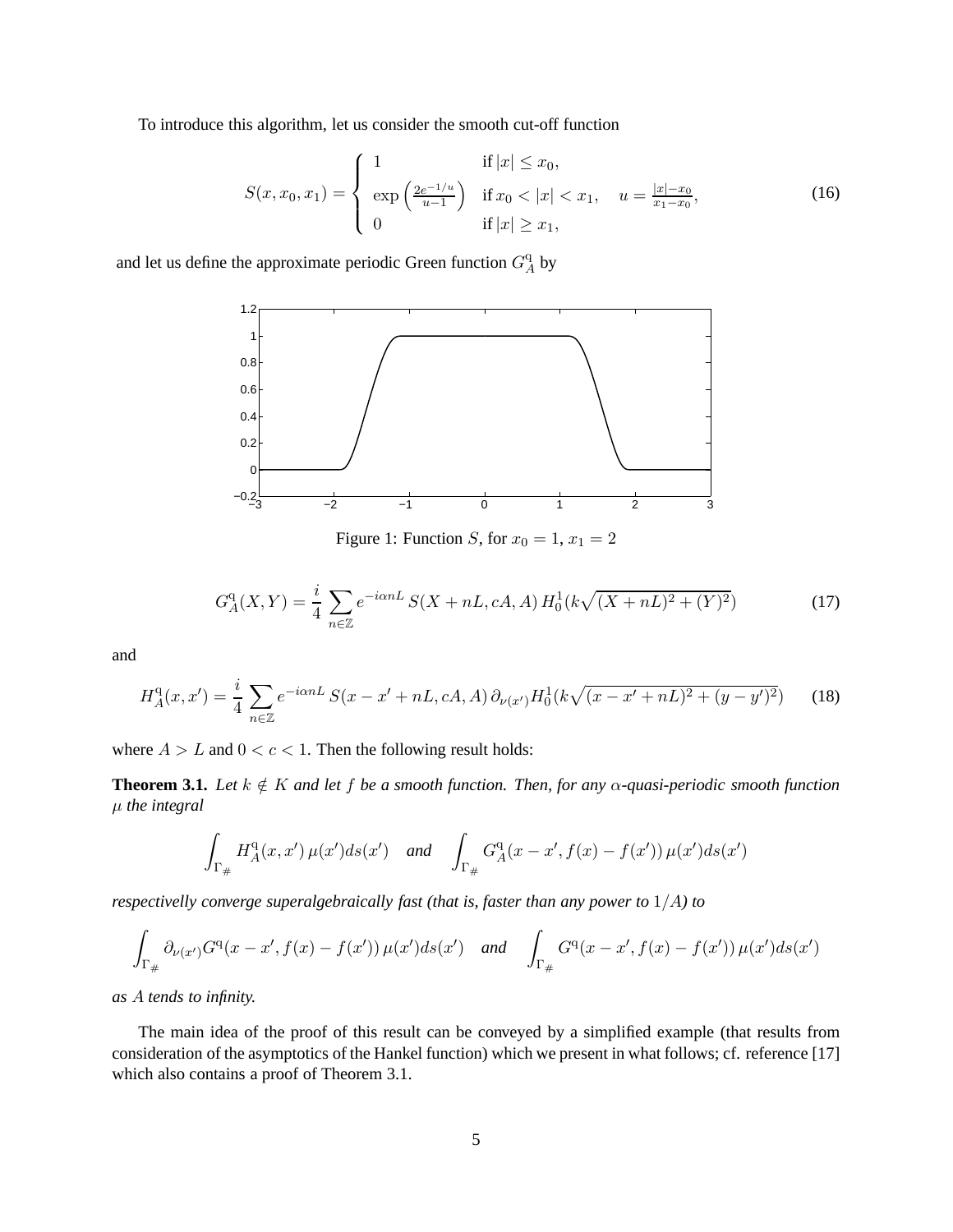To introduce this algorithm, let us consider the smooth cut-off function

$$S(x, x_0, x_1) = \begin{cases} 1 & \text{if } |x| \leq x_0, \\ \exp\left(\frac{2e^{-1/u}}{u-1}\right) & \text{if } x_0 < |x| < x_1, \quad u = \frac{|x|-x_0}{x_1-x_0}, \\ 0 & \text{if } |x| \geq x_1, \end{cases} \tag{16}$$

and let us define the approximate periodic Green function $G_A^{\mathrm{q}}$ by

Figure 1: Function $S$, for $x_0 = 1$, $x_1 = 2$

$$G_A^{\mathrm{q}}(X, Y) = \frac{i}{4} \sum_{n \in \mathbb{Z}} e^{-i\alpha n L} \, S(X + nL, cA, A) \, H_0^1(k\sqrt{(X + nL)^2 + (Y)^2}) \tag{17}$$

and

$$H_A^{\mathrm{q}}(x, x') = \frac{i}{4} \sum_{n \in \mathbb{Z}} e^{-i\alpha n L} \, S(x - x' + nL, cA, A) \, \partial_{\nu(x')} H_0^1(k\sqrt{(x - x' + nL)^2 + (y - y')^2}) \tag{18}$$

where $A > L$ and $0 < c < 1$. Then the following result holds:

**Theorem 3.1.** *Let $k \notin K$ and let $f$ be a smooth function. Then, for any $\alpha$-quasi-periodic smooth function $\mu$ the integral*

$$\int_{\Gamma_\#} H_A^{\mathrm{q}}(x, x') \, \mu(x') ds(x') \quad \textit{and} \quad \int_{\Gamma_\#} G_A^{\mathrm{q}}(x - x', f(x) - f(x')) \, \mu(x') ds(x')$$

*respectivelly converge superalgebraically fast (that is, faster than any power to $1/A$) to*

$$\int_{\Gamma_\#} \partial_{\nu(x')} G^{\mathrm{q}}(x - x', f(x) - f(x')) \, \mu(x') ds(x') \quad \textit{and} \quad \int_{\Gamma_\#} G^{\mathrm{q}}(x - x', f(x) - f(x')) \, \mu(x') ds(x')$$

*as $A$ tends to infinity.*

The main idea of the proof of this result can be conveyed by a simplified example (that results from consideration of the asymptotics of the Hankel function) which we present in what follows; cf. reference [17] which also contains a proof of Theorem 3.1.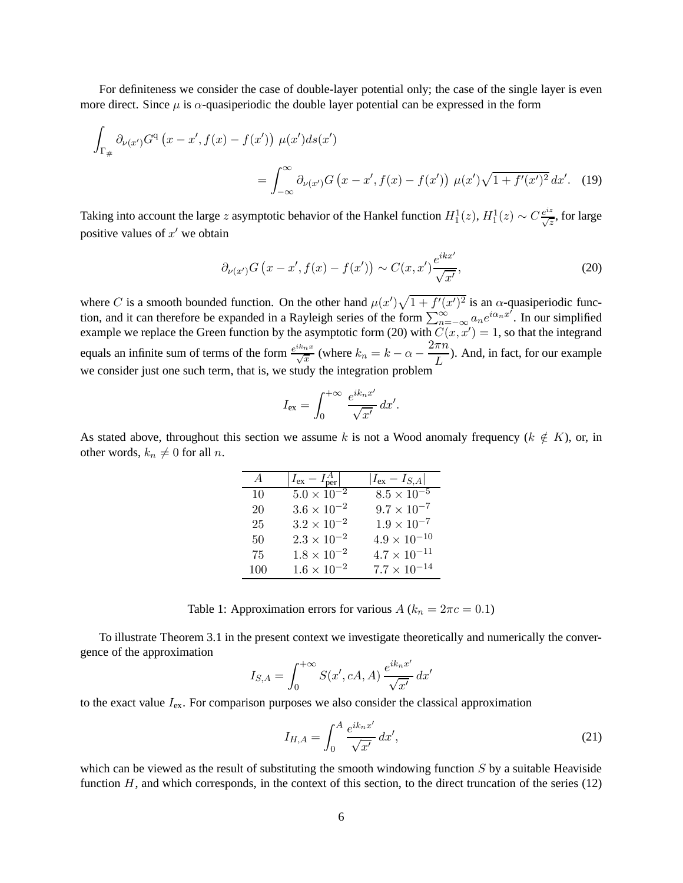For definiteness we consider the case of double-layer potential only; the case of the single layer is even more direct. Since $\mu$ is $\alpha$-quasiperiodic the double layer potential can be expressed in the form

$$\int_{\Gamma_\#} \partial_{\nu(x')} G^{\mathrm{q}} \left(x - x', f(x) - f(x')\right) \mu(x') ds(x')$$

$$= \int_{-\infty}^{\infty} \partial_{\nu(x')} G \left(x - x', f(x) - f(x')\right) \mu(x') \sqrt{1 + f'(x')^2} \, dx'. \quad (19)$$

Taking into account the large $z$ asymptotic behavior of the Hankel function $H_1^1(z)$, $H_1^1(z) \sim C \frac{e^{iz}}{\sqrt{z}}$, for large positive values of $x'$ we obtain

$$\partial_{\nu(x')} G \left(x - x', f(x) - f(x')\right) \sim C(x, x') \frac{e^{ikx'}}{\sqrt{x'}}, \quad (20)$$

where $C$ is a smooth bounded function. On the other hand $\mu(x') \sqrt{1 + f'(x')^2}$ is an $\alpha$-quasiperiodic function, and it can therefore be expanded in a Rayleigh series of the form $\sum_{n=-\infty}^{\infty} a_n e^{i\alpha_n x'}$. In our simplified example we replace the Green function by the asymptotic form (20) with $C(x, x') = 1$, so that the integrand equals an infinite sum of terms of the form $\frac{e^{ik_n x}}{\sqrt{x}}$ (where $k_n = k - \alpha - \dfrac{2\pi n}{L}$). And, in fact, for our example we consider just one such term, that is, we study the integration problem

$$I_{\text{ex}} = \int_0^{+\infty} \frac{e^{ik_n x'}}{\sqrt{x'}} \, dx'.$$

As stated above, throughout this section we assume $k$ is not a Wood anomaly frequency ($k \notin K$), or, in other words, $k_n \neq 0$ for all $n$.

| $A$ | $\lvert I_{\text{ex}} - I_{\text{per}}^A \rvert$ | $\lvert I_{\text{ex}} - I_{S,A} \rvert$ |
|---|---|---|
| 10 | $5.0 \times 10^{-2}$ | $8.5 \times 10^{-5}$ |
| 20 | $3.6 \times 10^{-2}$ | $9.7 \times 10^{-7}$ |
| 25 | $3.2 \times 10^{-2}$ | $1.9 \times 10^{-7}$ |
| 50 | $2.3 \times 10^{-2}$ | $4.9 \times 10^{-10}$ |
| 75 | $1.8 \times 10^{-2}$ | $4.7 \times 10^{-11}$ |
| 100 | $1.6 \times 10^{-2}$ | $7.7 \times 10^{-14}$ |

Table 1: Approximation errors for various $A$ ($k_n = 2\pi c = 0.1$)

To illustrate Theorem 3.1 in the present context we investigate theoretically and numerically the convergence of the approximation

$$I_{S,A} = \int_0^{+\infty} S(x', cA, A) \, \frac{e^{ik_n x'}}{\sqrt{x'}} \, dx'$$

to the exact value $I_{\text{ex}}$. For comparison purposes we also consider the classical approximation

$$I_{H,A} = \int_0^{A} \frac{e^{ik_n x'}}{\sqrt{x'}} \, dx', \quad (21)$$

which can be viewed as the result of substituting the smooth windowing function $S$ by a suitable Heaviside function $H$, and which corresponds, in the context of this section, to the direct truncation of the series (12)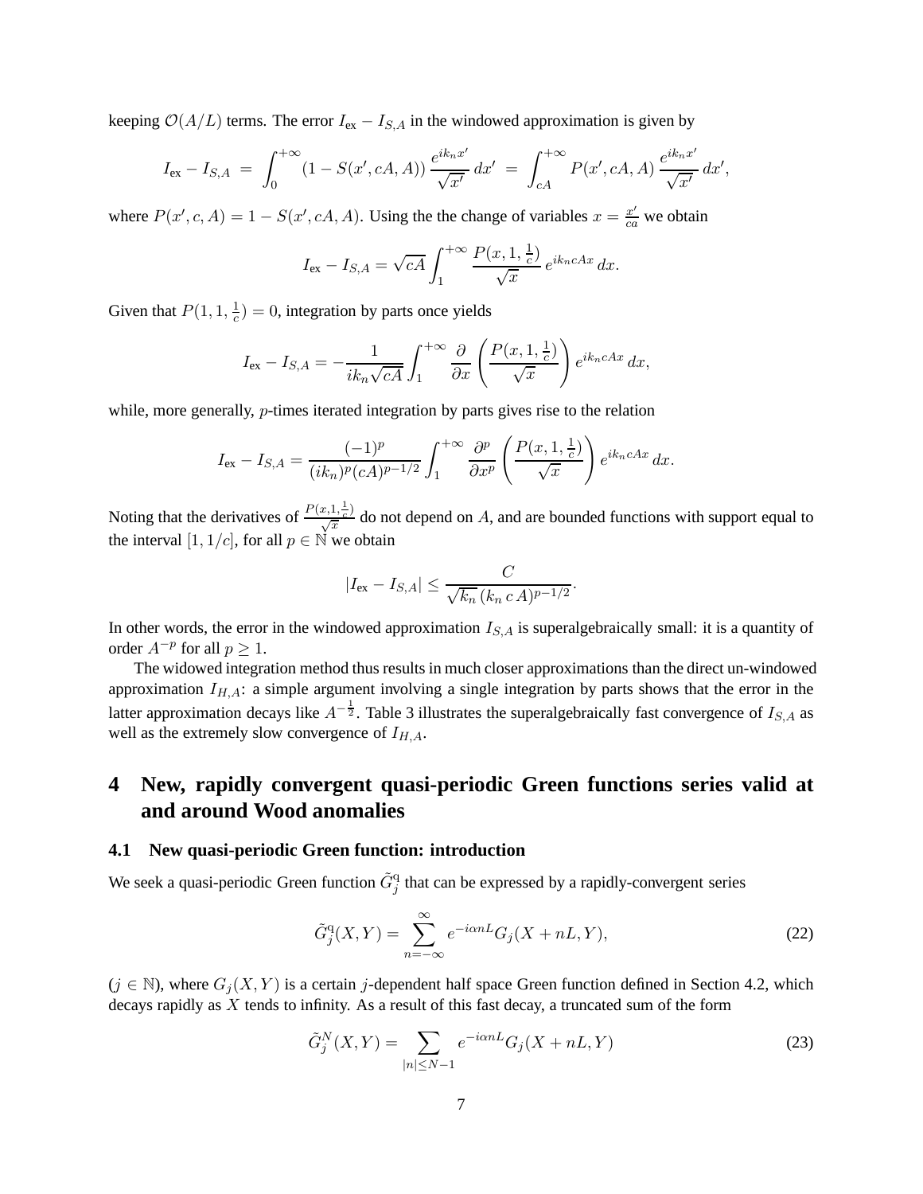keeping $\mathcal{O}(A/L)$ terms. The error $I_{\text{ex}} - I_{S,A}$ in the windowed approximation is given by

$$I_{\text{ex}} - I_{S,A} \;=\; \int_0^{+\infty} (1 - S(x', cA, A)) \, \frac{e^{ik_n x'}}{\sqrt{x'}} \, dx' \;=\; \int_{cA}^{+\infty} P(x', cA, A) \, \frac{e^{ik_n x'}}{\sqrt{x'}} \, dx',$$

where $P(x', c, A) = 1 - S(x', cA, A)$. Using the the change of variables $x = \frac{x'}{ca}$ we obtain

$$I_{\text{ex}} - I_{S,A} = \sqrt{cA} \int_1^{+\infty} \frac{P(x, 1, \frac{1}{c})}{\sqrt{x}} \, e^{ik_n cAx} \, dx.$$

Given that $P(1, 1, \frac{1}{c}) = 0$, integration by parts once yields

$$I_{\text{ex}} - I_{S,A} = -\frac{1}{ik_n\sqrt{cA}} \int_1^{+\infty} \frac{\partial}{\partial x} \left( \frac{P(x, 1, \frac{1}{c})}{\sqrt{x}} \right) e^{ik_n cAx} \, dx,$$

while, more generally, $p$-times iterated integration by parts gives rise to the relation

$$I_{\text{ex}} - I_{S,A} = \frac{(-1)^p}{(ik_n)^p (cA)^{p-1/2}} \int_1^{+\infty} \frac{\partial^p}{\partial x^p} \left( \frac{P(x, 1, \frac{1}{c})}{\sqrt{x}} \right) e^{ik_n cAx} \, dx.$$

Noting that the derivatives of $\frac{P(x,1,\frac{1}{c})}{\sqrt{x}}$ do not depend on $A$, and are bounded functions with support equal to the interval $[1, 1/c]$, for all $p \in \mathbb{N}$ we obtain

$$|I_{\text{ex}} - I_{S,A}| \leq \frac{C}{\sqrt{k_n} \, (k_n \, c \, A)^{p-1/2}}.$$

In other words, the error in the windowed approximation $I_{S,A}$ is superalgebraically small: it is a quantity of order $A^{-p}$ for all $p \geq 1$.

The widowed integration method thus results in much closer approximations than the direct un-windowed approximation $I_{H,A}$: a simple argument involving a single integration by parts shows that the error in the latter approximation decays like $A^{-\frac{1}{2}}$. Table 3 illustrates the superalgebraically fast convergence of $I_{S,A}$ as well as the extremely slow convergence of $I_{H,A}$.

# 4 New, rapidly convergent quasi-periodic Green functions series valid at and around Wood anomalies

## 4.1 New quasi-periodic Green function: introduction

We seek a quasi-periodic Green function $\tilde{G}^{\text{q}}_j$ that can be expressed by a rapidly-convergent series

$$\tilde{G}^{\text{q}}_j(X, Y) = \sum_{n=-\infty}^{\infty} e^{-i\alpha nL} G_j(X + nL, Y), \tag{22}$$

($j \in \mathbb{N}$), where $G_j(X, Y)$ is a certain $j$-dependent half space Green function defined in Section 4.2, which decays rapidly as $X$ tends to infinity. As a result of this fast decay, a truncated sum of the form

$$\tilde{G}^N_j(X, Y) = \sum_{|n| \leq N-1} e^{-i\alpha nL} G_j(X + nL, Y) \tag{23}$$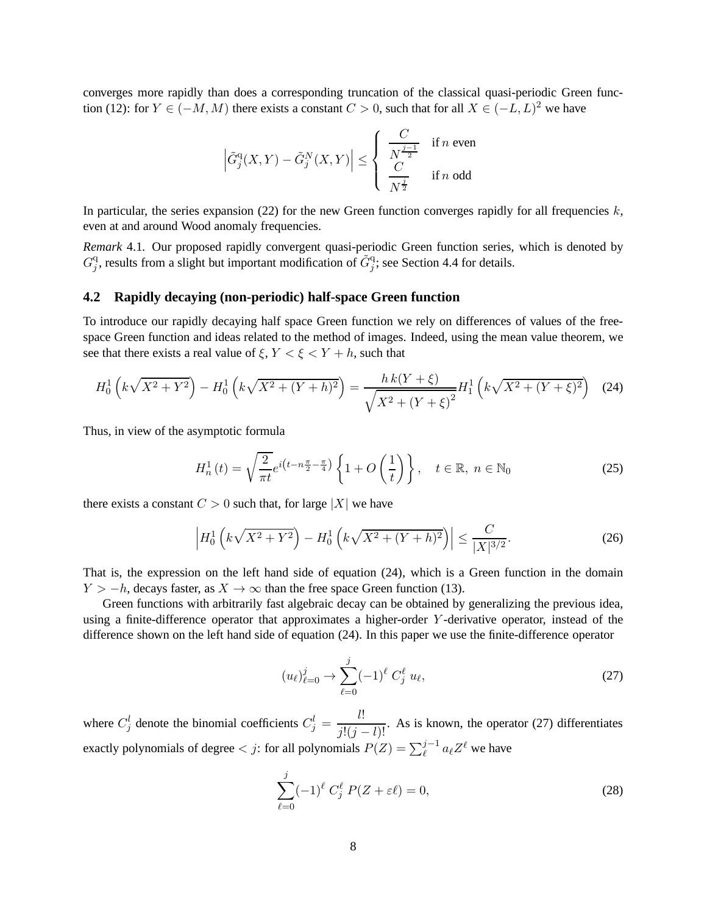converges more rapidly than does a corresponding truncation of the classical quasi-periodic Green function (12): for $Y \in (-M, M)$ there exists a constant $C > 0$, such that for all $X \in (-L, L)^2$ we have

$$\left|\tilde{G}_j^{\mathrm{q}}(X,Y) - \tilde{G}_j^{N}(X,Y)\right| \leq \begin{cases} \dfrac{C}{N^{\frac{j-1}{2}}} & \text{if } n \text{ even} \\ \dfrac{C}{N^{\frac{j}{2}}} & \text{if } n \text{ odd} \end{cases}$$

In particular, the series expansion (22) for the new Green function converges rapidly for all frequencies $k$, even at and around Wood anomaly frequencies.

*Remark* 4.1. Our proposed rapidly convergent quasi-periodic Green function series, which is denoted by $G_j^{\mathrm{q}}$, results from a slight but important modification of $\tilde{G}_j^{\mathrm{q}}$; see Section 4.4 for details.

### 4.2 Rapidly decaying (non-periodic) half-space Green function

To introduce our rapidly decaying half space Green function we rely on differences of values of the free-space Green function and ideas related to the method of images. Indeed, using the mean value theorem, we see that there exists a real value of $\xi$, $Y < \xi < Y + h$, such that

$$H_0^1\left(k\sqrt{X^2+Y^2}\right) - H_0^1\left(k\sqrt{X^2+(Y+h)^2}\right) = \frac{h\,k(Y+\xi)}{\sqrt{X^2+(Y+\xi)}^2} H_1^1\left(k\sqrt{X^2+(Y+\xi)^2}\right) \quad (24)$$

Thus, in view of the asymptotic formula

$$H_n^1(t) = \sqrt{\frac{2}{\pi t}} e^{i\left(t - n\frac{\pi}{2} - \frac{\pi}{4}\right)} \left\{1 + O\left(\frac{1}{t}\right)\right\}, \quad t \in \mathbb{R},\ n \in \mathbb{N}_0 \quad (25)$$

there exists a constant $C > 0$ such that, for large $|X|$ we have

$$\left|H_0^1\left(k\sqrt{X^2+Y^2}\right) - H_0^1\left(k\sqrt{X^2+(Y+h)^2}\right)\right| \leq \frac{C}{|X|^{3/2}}. \quad (26)$$

That is, the expression on the left hand side of equation (24), which is a Green function in the domain $Y > -h$, decays faster, as $X \to \infty$ than the free space Green function (13).

Green functions with arbitrarily fast algebraic decay can be obtained by generalizing the previous idea, using a finite-difference operator that approximates a higher-order $Y$-derivative operator, instead of the difference shown on the left hand side of equation (24). In this paper we use the finite-difference operator

$$(u_\ell)_{\ell=0}^{j} \to \sum_{\ell=0}^{j} (-1)^\ell\, C_j^\ell\, u_\ell, \quad (27)$$

where $C_j^l$ denote the binomial coefficients $C_j^l = \dfrac{l!}{j!(j-l)!}$. As is known, the operator (27) differentiates exactly polynomials of degree $< j$: for all polynomials $P(Z) = \sum_\ell^{j-1} a_\ell Z^\ell$ we have

$$\sum_{\ell=0}^{j} (-1)^\ell\, C_j^\ell\, P(Z + \varepsilon\ell) = 0, \quad (28)$$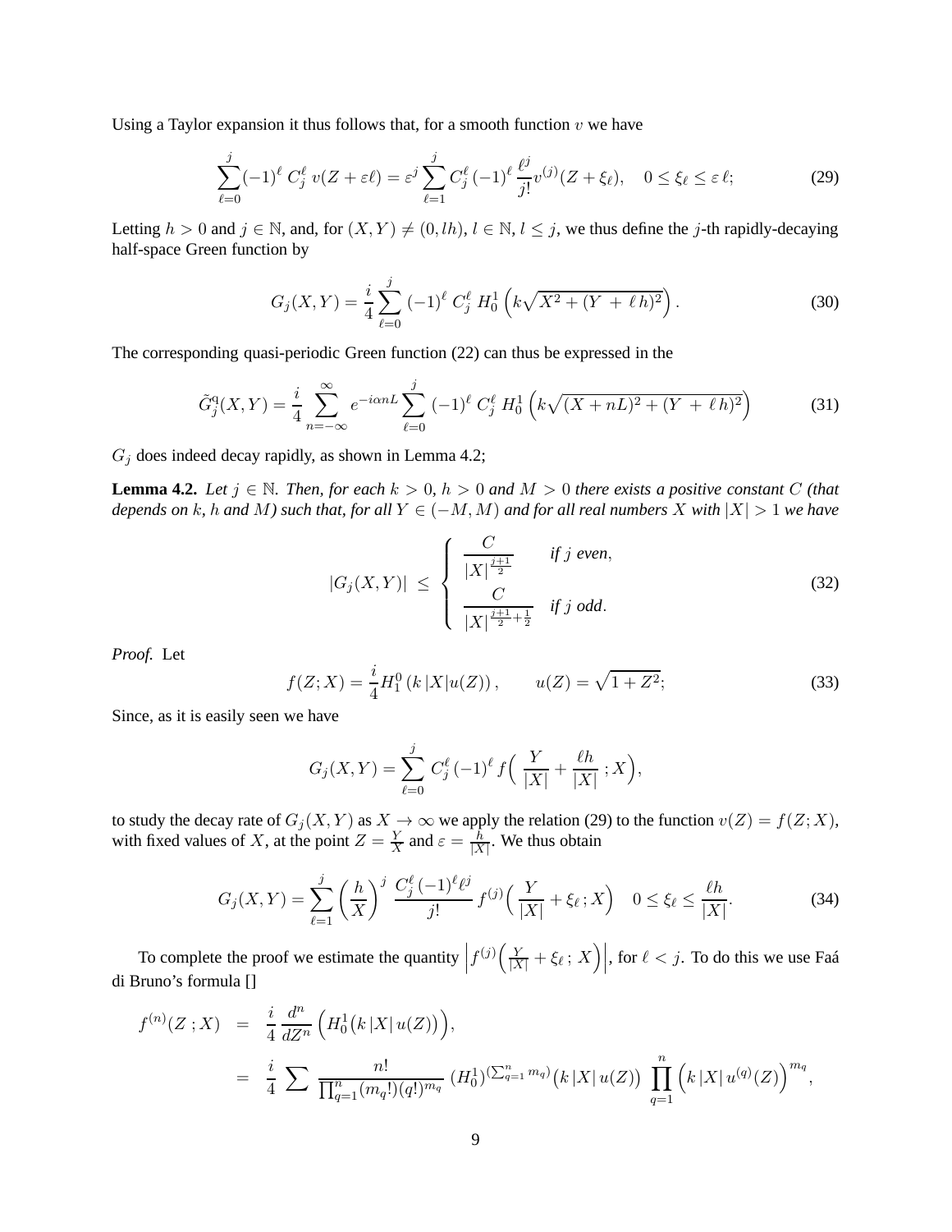Using a Taylor expansion it thus follows that, for a smooth function $v$ we have

$$\sum_{\ell=0}^{j}(-1)^{\ell}\, C_j^{\ell}\, v(Z+\varepsilon\ell) = \varepsilon^{j}\sum_{\ell=1}^{j} C_j^{\ell}\,(-1)^{\ell}\,\frac{\ell^{j}}{j!}v^{(j)}(Z+\xi_\ell), \quad 0\le\xi_\ell\le\varepsilon\,\ell; \tag{29}$$

Letting $h>0$ and $j\in\mathbb{N}$, and, for $(X,Y)\neq(0,lh)$, $l\in\mathbb{N}$, $l\le j$, we thus define the $j$-th rapidly-decaying half-space Green function by

$$G_j(X,Y) = \frac{i}{4}\sum_{\ell=0}^{j}(-1)^{\ell}\, C_j^{\ell}\, H_0^1\left(k\sqrt{X^2+(Y\,+\,\ell\, h)^2}\right). \tag{30}$$

The corresponding quasi-periodic Green function (22) can thus be expressed in the

$$\tilde{G}_j^{q}(X,Y) = \frac{i}{4}\sum_{n=-\infty}^{\infty} e^{-i\alpha nL}\sum_{\ell=0}^{j}(-1)^{\ell}\, C_j^{\ell}\, H_0^1\left(k\sqrt{(X+nL)^2+(Y\,+\,\ell\, h)^2}\right) \tag{31}$$

$G_j$ does indeed decay rapidly, as shown in Lemma 4.2;

**Lemma 4.2.** *Let $j\in\mathbb{N}$. Then, for each $k>0$, $h>0$ and $M>0$ there exists a positive constant $C$ (that depends on $k$, $h$ and $M$) such that, for all $Y\in(-M,M)$ and for all real numbers $X$ with $|X|>1$ we have*

$$|G_j(X,Y)| \;\le\; \begin{cases} \dfrac{C}{|X|^{\frac{j+1}{2}}} & \text{if } j \text{ even},\\[2ex] \dfrac{C}{|X|^{\frac{j+1}{2}+\frac{1}{2}}} & \text{if } j \text{ odd}. \end{cases} \tag{32}$$

*Proof.* Let

$$f(Z;X) = \frac{i}{4}H_1^0\left(k\,|X|u(Z)\right), \qquad u(Z)=\sqrt{1+Z^2}; \tag{33}$$

Since, as it is easily seen we have

$$G_j(X,Y) = \sum_{\ell=0}^{j} C_j^{\ell}\,(-1)^{\ell}\, f\Big(\,\frac{Y}{|X|}+\frac{\ell h}{|X|}\;;X\Big),$$

to study the decay rate of $G_j(X,Y)$ as $X\to\infty$ we apply the relation (29) to the function $v(Z)=f(Z;X)$, with fixed values of $X$, at the point $Z=\frac{Y}{X}$ and $\varepsilon=\frac{h}{|X|}$. We thus obtain

$$G_j(X,Y) = \sum_{\ell=1}^{j}\left(\frac{h}{X}\right)^{j}\,\frac{C_j^{\ell}\,(-1)^{\ell}\ell^{j}}{j!}\, f^{(j)}\Big(\,\frac{Y}{|X|}+\xi_\ell\,;X\Big) \quad 0\le\xi_\ell\le\frac{\ell h}{|X|}. \tag{34}$$

To complete the proof we estimate the quantity $\left|f^{(j)}\Big(\frac{Y}{|X|}+\xi_\ell\,;\,X\Big)\right|$, for $\ell<j$. To do this we use Faá di Bruno's formula []

$$\begin{aligned} f^{(n)}(Z\,;X) \;&=\; \frac{i}{4}\,\frac{d^n}{dZ^n}\left(H_0^1\big(k\,|X|\,u(Z)\big)\right),\\ &=\; \frac{i}{4}\,\sum\,\frac{n!}{\prod_{q=1}^{n}(m_q!)(q!)^{m_q}}\,(H_0^1)^{(\sum_{q=1}^{n}m_q)}\big(k\,|X|\,u(Z)\big)\,\prod_{q=1}^{n}\left(k\,|X|\,u^{(q)}(Z)\right)^{m_q}, \end{aligned}$$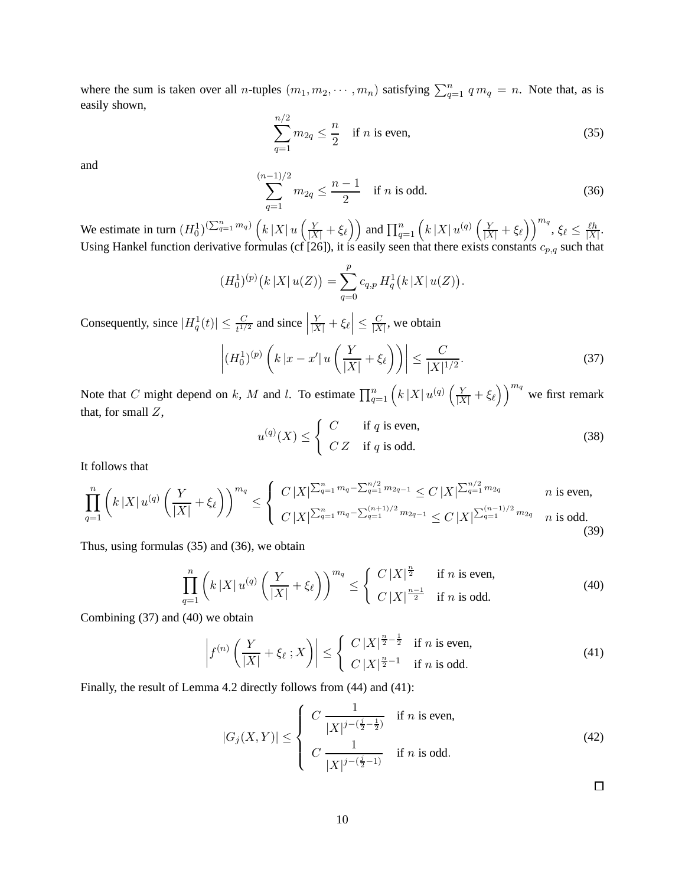where the sum is taken over all $n$-tuples $(m_1, m_2, \cdots, m_n)$ satisfying $\sum_{q=1}^{n} q\, m_q = n$. Note that, as is easily shown,

$$\sum_{q=1}^{n/2} m_{2q} \leq \frac{n}{2} \quad \text{if } n \text{ is even,} \tag{35}$$

and

$$\sum_{q=1}^{(n-1)/2} m_{2q} \leq \frac{n-1}{2} \quad \text{if } n \text{ is odd.} \tag{36}$$

We estimate in turn $(H_0^1)^{(\sum_{q=1}^{n} m_q)}\left(k\,|X|\,u\left(\frac{Y}{|X|}+\xi_\ell\right)\right)$ and $\prod_{q=1}^{n}\left(k\,|X|\,u^{(q)}\left(\frac{Y}{|X|}+\xi_\ell\right)\right)^{m_q}$, $\xi_\ell \leq \frac{\ell h}{|X|}$. Using Hankel function derivative formulas (cf [26]), it is easily seen that there exists constants $c_{p,q}$ such that

$$(H_0^1)^{(p)}\big(k\,|X|\,u(Z)\big) = \sum_{q=0}^{p} c_{q,p}\, H_q^1\big(k\,|X|\,u(Z)\big).$$

Consequently, since $|H_q^1(t)| \leq \frac{C}{t^{1/2}}$ and since $\left|\frac{Y}{|X|}+\xi_\ell\right| \leq \frac{C}{|X|}$, we obtain

$$\left|(H_0^1)^{(p)}\left(k\,|x-x'|\,u\left(\frac{Y}{|X|}+\xi_\ell\right)\right)\right| \leq \frac{C}{|X|^{1/2}}. \tag{37}$$

Note that $C$ might depend on $k$, $M$ and $l$. To estimate $\prod_{q=1}^{n}\left(k\,|X|\,u^{(q)}\left(\frac{Y}{|X|}+\xi_\ell\right)\right)^{m_q}$ we first remark that, for small $Z$,

$$u^{(q)}(X) \leq \begin{cases} C & \text{if } q \text{ is even,} \\ C\,Z & \text{if } q \text{ is odd.} \end{cases} \tag{38}$$

It follows that

$$\prod_{q=1}^{n}\left(k\,|X|\,u^{(q)}\left(\frac{Y}{|X|}+\xi_\ell\right)\right)^{m_q} \leq \begin{cases} C\,|X|^{\sum_{q=1}^{n} m_q - \sum_{q=1}^{n/2} m_{2q-1}} \leq C\,|X|^{\sum_{q=1}^{n/2} m_{2q}} & n \text{ is even,} \\ C\,|X|^{\sum_{q=1}^{n} m_q - \sum_{q=1}^{(n+1)/2} m_{2q-1}} \leq C\,|X|^{\sum_{q=1}^{(n-1)/2} m_{2q}} & n \text{ is odd.} \end{cases} \tag{39}$$

Thus, using formulas (35) and (36), we obtain

$$\prod_{q=1}^{n}\left(k\,|X|\,u^{(q)}\left(\frac{Y}{|X|}+\xi_\ell\right)\right)^{m_q} \leq \begin{cases} C\,|X|^{\frac{n}{2}} & \text{if } n \text{ is even,} \\ C\,|X|^{\frac{n-1}{2}} & \text{if } n \text{ is odd.} \end{cases} \tag{40}$$

Combining (37) and (40) we obtain

$$\left|f^{(n)}\left(\frac{Y}{|X|}+\xi_\ell\,;X\right)\right| \leq \begin{cases} C\,|X|^{\frac{n}{2}-\frac{1}{2}} & \text{if } n \text{ is even,} \\ C\,|X|^{\frac{n}{2}-1} & \text{if } n \text{ is odd.} \end{cases} \tag{41}$$

Finally, the result of Lemma 4.2 directly follows from (44) and (41):

$$|G_j(X,Y)| \leq \begin{cases} C\,\dfrac{1}{|X|^{j-(\frac{j}{2}-\frac{1}{2})}} & \text{if } n \text{ is even,} \\ C\,\dfrac{1}{|X|^{j-(\frac{j}{2}-1)}} & \text{if } n \text{ is odd.} \end{cases} \tag{42}$$

□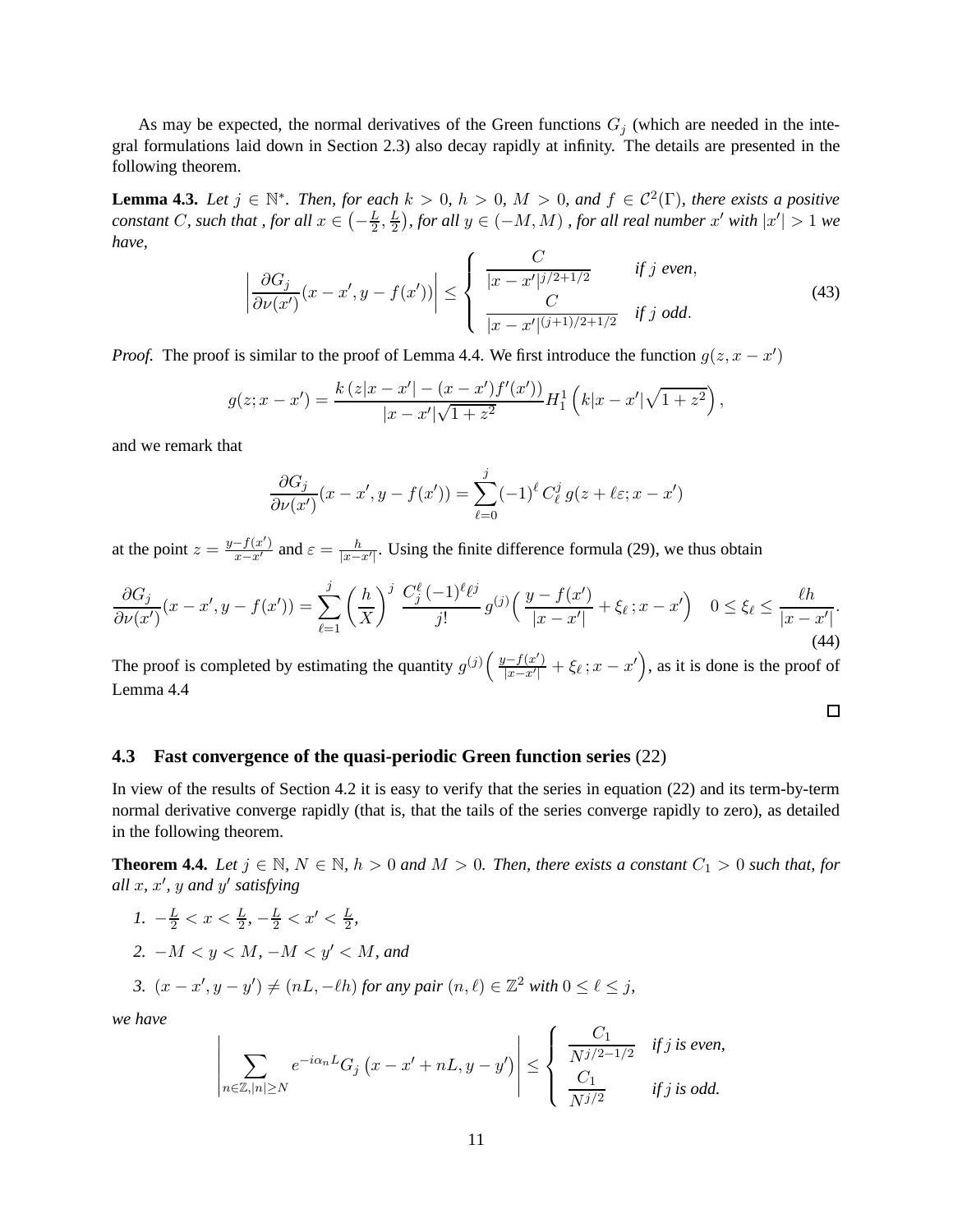As may be expected, the normal derivatives of the Green functions $G_j$ (which are needed in the integral formulations laid down in Section 2.3) also decay rapidly at infinity. The details are presented in the following theorem.

**Lemma 4.3.** *Let $j \in \mathbb{N}^*$. Then, for each $k > 0$, $h > 0$, $M > 0$, and $f \in \mathcal{C}^2(\Gamma)$, there exists a positive constant $C$, such that , for all $x \in \left(-\frac{L}{2}, \frac{L}{2}\right)$, for all $y \in (-M, M)$ , for all real number $x'$ with $|x'| > 1$ we have,*

$$
\left| \frac{\partial G_j}{\partial \nu(x')}(x - x', y - f(x')) \right| \leq \begin{cases} \dfrac{C}{|x - x'|^{j/2+1/2}} & \text{if } j \text{ even}, \\ \dfrac{C}{|x - x'|^{(j+1)/2+1/2}} & \text{if } j \text{ odd}. \end{cases} \tag{43}
$$

*Proof.* The proof is similar to the proof of Lemma 4.4. We first introduce the function $g(z, x - x')$

$$
g(z; x - x') = \frac{k\left(z|x - x'| - (x - x')f'(x')\right)}{|x - x'|\sqrt{1 + z^2}} H_1^1\left(k|x - x'|\sqrt{1 + z^2}\right),
$$

and we remark that

$$
\frac{\partial G_j}{\partial \nu(x')}(x - x', y - f(x')) = \sum_{\ell=0}^{j} (-1)^\ell \, C_\ell^j \, g(z + \ell\varepsilon; x - x')
$$

at the point $z = \frac{y - f(x')}{x - x'}$ and $\varepsilon = \frac{h}{|x - x'|}$. Using the finite difference formula (29), we thus obtain

$$
\frac{\partial G_j}{\partial \nu(x')}(x - x', y - f(x')) = \sum_{\ell=1}^{j} \left(\frac{h}{X}\right)^j \frac{C_j^\ell (-1)^\ell \ell^j}{j!} g^{(j)}\Big(\frac{y - f(x')}{|x - x'|} + \xi_\ell \,; x - x'\Big) \quad 0 \leq \xi_\ell \leq \frac{\ell h}{|x - x'|}. \tag{44}
$$

The proof is completed by estimating the quantity $g^{(j)}\Big(\frac{y - f(x')}{|x - x'|} + \xi_\ell \,; x - x'\Big)$, as it is done is the proof of Lemma 4.4

□

### 4.3 Fast convergence of the quasi-periodic Green function series (22)

In view of the results of Section 4.2 it is easy to verify that the series in equation (22) and its term-by-term normal derivative converge rapidly (that is, that the tails of the series converge rapidly to zero), as detailed in the following theorem.

**Theorem 4.4.** *Let $j \in \mathbb{N}$, $N \in \mathbb{N}$, $h > 0$ and $M > 0$. Then, there exists a constant $C_1 > 0$ such that, for all $x$, $x'$, $y$ and $y'$ satisfying*

1. $-\frac{L}{2} < x < \frac{L}{2}$, $-\frac{L}{2} < x' < \frac{L}{2}$,
2. $-M < y < M$, $-M < y' < M$, *and*
3. $(x - x', y - y') \neq (nL, -\ell h)$ *for any pair* $(n, \ell) \in \mathbb{Z}^2$ *with* $0 \leq \ell \leq j$,

*we have*

$$
\left| \sum_{n \in \mathbb{Z}, |n| \geq N} e^{-i\alpha_n L} G_j\left(x - x' + nL, y - y'\right) \right| \leq \begin{cases} \dfrac{C_1}{N^{j/2-1/2}} & \text{if } j \text{ is even}, \\ \dfrac{C_1}{N^{j/2}} & \text{if } j \text{ is odd}. \end{cases}
$$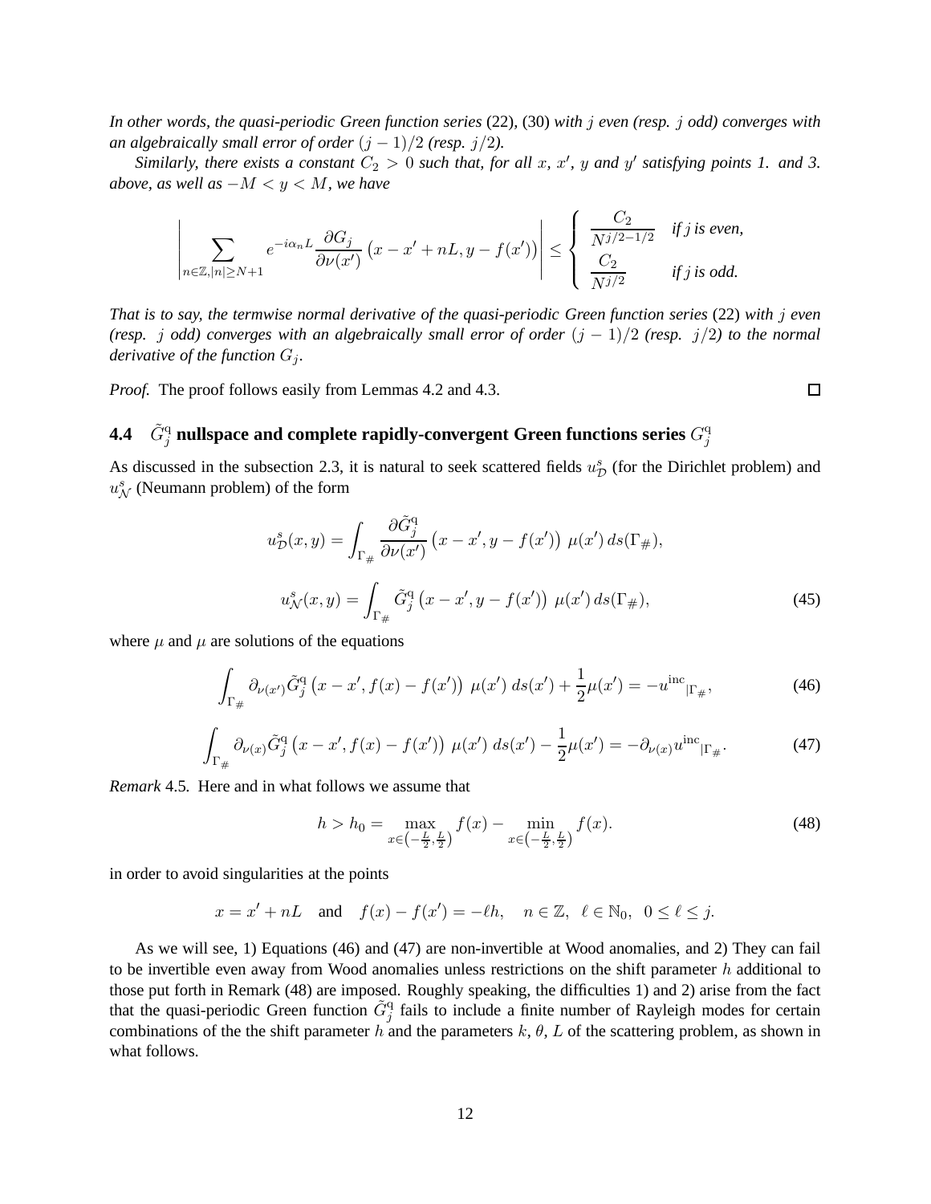*In other words, the quasi-periodic Green function series* (22), (30) *with $j$ even (resp. $j$ odd) converges with an algebraically small error of order $(j-1)/2$ (resp. $j/2$).*

*Similarly, there exists a constant $C_2 > 0$ such that, for all $x$, $x'$, $y$ and $y'$ satisfying points 1. and 3. above, as well as $-M < y < M$, we have*

$$\left| \sum_{n\in\mathbb{Z}, |n|\geq N+1} e^{-i\alpha_n L} \frac{\partial G_j}{\partial \nu(x')} \left(x - x' + nL, y - f(x')\right) \right| \leq \begin{cases} \dfrac{C_2}{N^{j/2-1/2}} & \text{if } j \text{ is even,} \\ \dfrac{C_2}{N^{j/2}} & \text{if } j \text{ is odd.} \end{cases}$$

*That is to say, the termwise normal derivative of the quasi-periodic Green function series* (22) *with $j$ even (resp. $j$ odd) converges with an algebraically small error of order $(j-1)/2$ (resp. $j/2$) to the normal derivative of the function $G_j$.*

*Proof.* The proof follows easily from Lemmas 4.2 and 4.3. ☐

### 4.4 $\tilde{G}_j^{\mathrm{q}}$ nullspace and complete rapidly-convergent Green functions series $G_j^{\mathrm{q}}$

As discussed in the subsection 2.3, it is natural to seek scattered fields $u^s_{\mathcal{D}}$ (for the Dirichlet problem) and $u^s_{\mathcal{N}}$ (Neumann problem) of the form

$$u^s_{\mathcal{D}}(x,y) = \int_{\Gamma_\#} \frac{\partial \tilde{G}_j^{\mathrm{q}}}{\partial \nu(x')} \left(x - x', y - f(x')\right) \mu(x')\, ds(\Gamma_\#),$$

$$u^s_{\mathcal{N}}(x,y) = \int_{\Gamma_\#} \tilde{G}_j^{\mathrm{q}} \left(x - x', y - f(x')\right) \mu(x')\, ds(\Gamma_\#), \tag{45}$$

where $\mu$ and $\mu$ are solutions of the equations

$$\int_{\Gamma_\#} \partial_{\nu(x')} \tilde{G}_j^{\mathrm{q}} \left(x - x', f(x) - f(x')\right) \mu(x')\, ds(x') + \frac{1}{2}\mu(x') = -u^{\mathrm{inc}}{}_{|\Gamma_\#}, \tag{46}$$

$$\int_{\Gamma_\#} \partial_{\nu(x)} \tilde{G}_j^{\mathrm{q}} \left(x - x', f(x) - f(x')\right) \mu(x')\, ds(x') - \frac{1}{2}\mu(x') = -\partial_{\nu(x)} u^{\mathrm{inc}}{}_{|\Gamma_\#}. \tag{47}$$

*Remark* 4.5. Here and in what follows we assume that

$$h > h_0 = \max_{x\in\left(-\frac{L}{2},\frac{L}{2}\right)} f(x) - \min_{x\in\left(-\frac{L}{2},\frac{L}{2}\right)} f(x). \tag{48}$$

in order to avoid singularities at the points

$$x = x' + nL \quad \text{and} \quad f(x) - f(x') = -\ell h, \quad n \in \mathbb{Z}, \;\; \ell \in \mathbb{N}_0, \;\; 0 \leq \ell \leq j.$$

As we will see, 1) Equations (46) and (47) are non-invertible at Wood anomalies, and 2) They can fail to be invertible even away from Wood anomalies unless restrictions on the shift parameter $h$ additional to those put forth in Remark (48) are imposed. Roughly speaking, the difficulties 1) and 2) arise from the fact that the quasi-periodic Green function $\tilde{G}_j^{\mathrm{q}}$ fails to include a finite number of Rayleigh modes for certain combinations of the the shift parameter $h$ and the parameters $k$, $\theta$, $L$ of the scattering problem, as shown in what follows.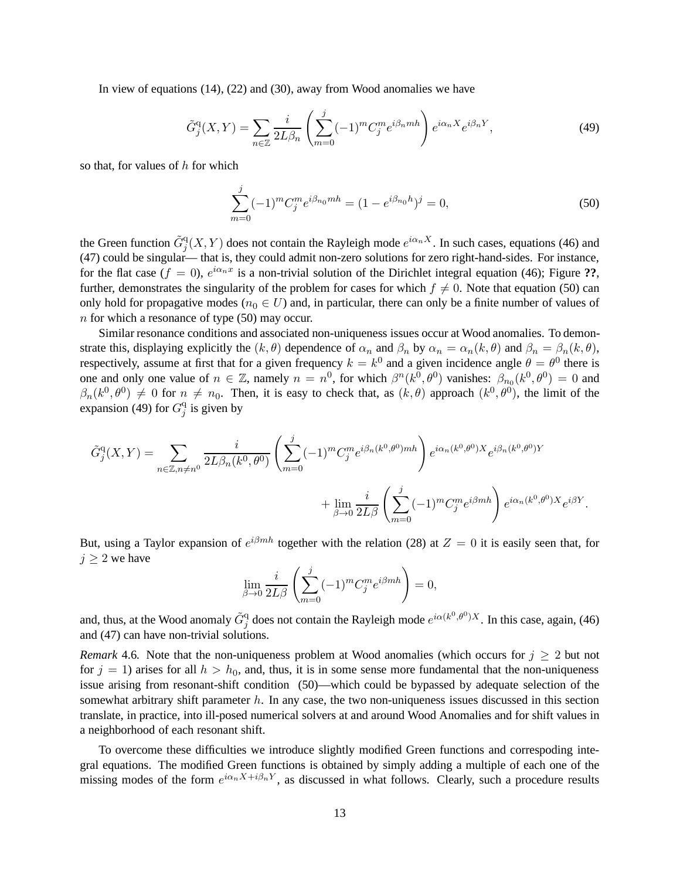In view of equations (14), (22) and (30), away from Wood anomalies we have

$$\tilde{G}_j^{\mathrm{q}}(X,Y) = \sum_{n\in\mathbb{Z}} \frac{i}{2L\beta_n} \left( \sum_{m=0}^{j} (-1)^m C_j^m e^{i\beta_n m h} \right) e^{i\alpha_n X} e^{i\beta_n Y}, \tag{49}$$

so that, for values of $h$ for which

$$\sum_{m=0}^{j} (-1)^m C_j^m e^{i\beta_{n_0} m h} = (1 - e^{i\beta_{n_0} h})^j = 0, \tag{50}$$

the Green function $\tilde{G}_j^{\mathrm{q}}(X,Y)$ does not contain the Rayleigh mode $e^{i\alpha_n X}$. In such cases, equations (46) and (47) could be singular— that is, they could admit non-zero solutions for zero right-hand-sides. For instance, for the flat case ($f = 0$), $e^{i\alpha_n x}$ is a non-trivial solution of the Dirichlet integral equation (46); Figure **??**, further, demonstrates the singularity of the problem for cases for which $f \neq 0$. Note that equation (50) can only hold for propagative modes ($n_0 \in U$) and, in particular, there can only be a finite number of values of $n$ for which a resonance of type (50) may occur.

Similar resonance conditions and associated non-uniqueness issues occur at Wood anomalies. To demonstrate this, displaying explicitly the $(k,\theta)$ dependence of $\alpha_n$ and $\beta_n$ by $\alpha_n = \alpha_n(k,\theta)$ and $\beta_n = \beta_n(k,\theta)$, respectively, assume at first that for a given frequency $k = k^0$ and a given incidence angle $\theta = \theta^0$ there is one and only one value of $n \in \mathbb{Z}$, namely $n = n^0$, for which $\beta^n(k^0,\theta^0)$ vanishes: $\beta_{n_0}(k^0,\theta^0) = 0$ and $\beta_n(k^0,\theta^0) \neq 0$ for $n \neq n_0$. Then, it is easy to check that, as $(k,\theta)$ approach $(k^0,\theta^0)$, the limit of the expansion (49) for $G_j^{\mathrm{q}}$ is given by

$$\begin{aligned}\tilde{G}_j^{\mathrm{q}}(X,Y) = \sum_{n\in\mathbb{Z}, n\neq n^0} \frac{i}{2L\beta_n(k^0,\theta^0)} \left( \sum_{m=0}^{j} (-1)^m C_j^m e^{i\beta_n(k^0,\theta^0) m h} \right) e^{i\alpha_n(k^0,\theta^0) X} e^{i\beta_n(k^0,\theta^0) Y} \\ + \lim_{\beta\to 0} \frac{i}{2L\beta} \left( \sum_{m=0}^{j} (-1)^m C_j^m e^{i\beta m h} \right) e^{i\alpha_n(k^0,\theta^0) X} e^{i\beta Y}.\end{aligned}$$

But, using a Taylor expansion of $e^{i\beta m h}$ together with the relation (28) at $Z = 0$ it is easily seen that, for $j \geq 2$ we have

$$\lim_{\beta\to 0} \frac{i}{2L\beta} \left( \sum_{m=0}^{j} (-1)^m C_j^m e^{i\beta m h} \right) = 0,$$

and, thus, at the Wood anomaly $\tilde{G}_j^{\mathrm{q}}$ does not contain the Rayleigh mode $e^{i\alpha(k^0,\theta^0)X}$. In this case, again, (46) and (47) can have non-trivial solutions.

*Remark* 4.6. Note that the non-uniqueness problem at Wood anomalies (which occurs for $j \geq 2$ but not for $j = 1$) arises for all $h > h_0$, and, thus, it is in some sense more fundamental that the non-uniqueness issue arising from resonant-shift condition (50)—which could be bypassed by adequate selection of the somewhat arbitrary shift parameter $h$. In any case, the two non-uniqueness issues discussed in this section translate, in practice, into ill-posed numerical solvers at and around Wood Anomalies and for shift values in a neighborhood of each resonant shift.

To overcome these difficulties we introduce slightly modified Green functions and correspoding integral equations. The modified Green functions is obtained by simply adding a multiple of each one of the missing modes of the form $e^{i\alpha_n X + i\beta_n Y}$, as discussed in what follows. Clearly, such a procedure results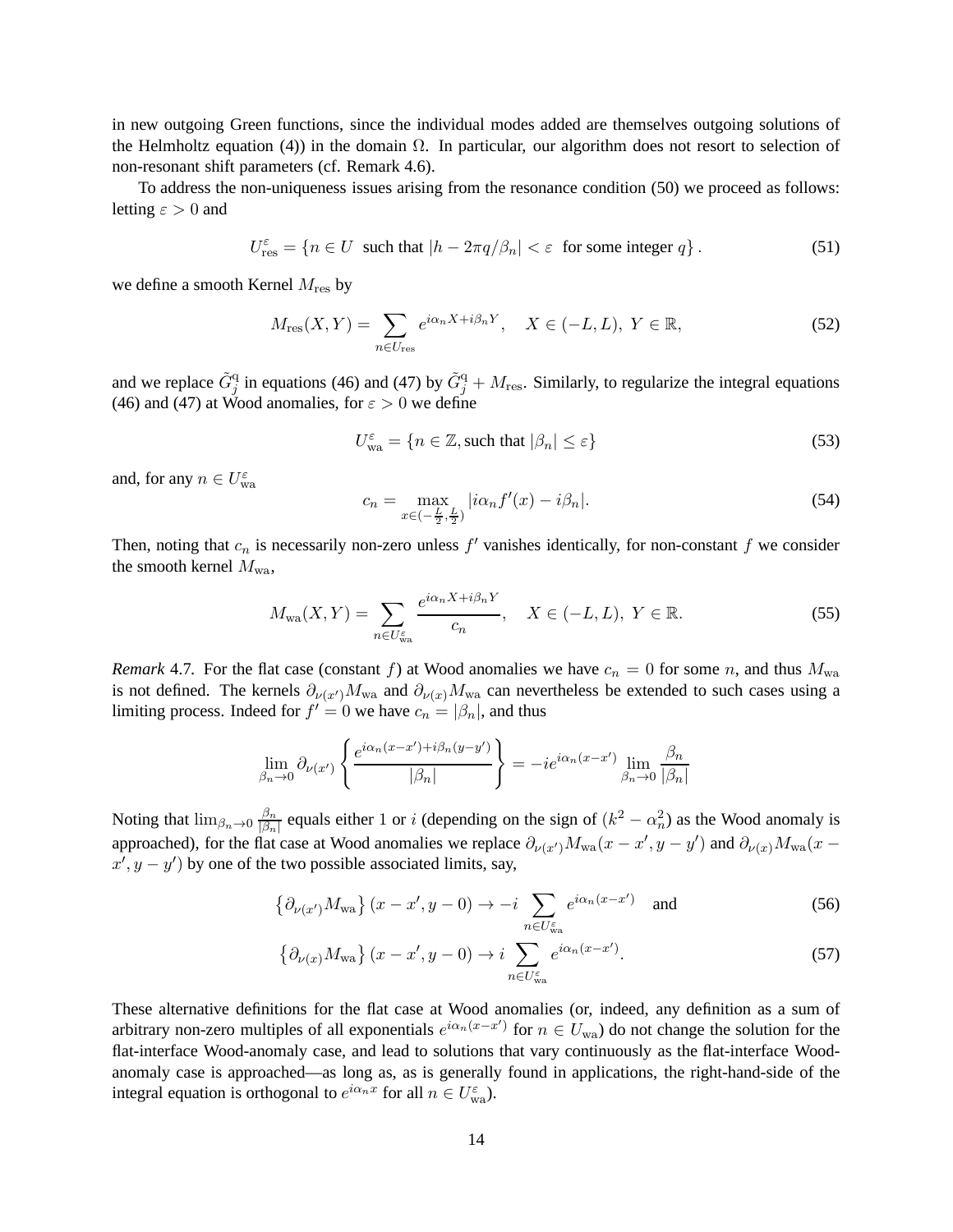in new outgoing Green functions, since the individual modes added are themselves outgoing solutions of the Helmholtz equation (4)) in the domain $\Omega$. In particular, our algorithm does not resort to selection of non-resonant shift parameters (cf. Remark 4.6).

To address the non-uniqueness issues arising from the resonance condition (50) we proceed as follows: letting $\varepsilon > 0$ and

$$U_{\mathrm{res}}^{\varepsilon} = \{n \in U \text{ such that } |h - 2\pi q/\beta_n| < \varepsilon \text{ for some integer } q\}\,. \tag{51}$$

we define a smooth Kernel $M_{\mathrm{res}}$ by

$$M_{\mathrm{res}}(X,Y) = \sum_{n \in U_{\mathrm{res}}} e^{i\alpha_n X + i\beta_n Y}, \quad X \in (-L,L),\; Y \in \mathbb{R}, \tag{52}$$

and we replace $\tilde{G}_j^{\mathrm{q}}$ in equations (46) and (47) by $\tilde{G}_j^{\mathrm{q}} + M_{\mathrm{res}}$. Similarly, to regularize the integral equations (46) and (47) at Wood anomalies, for $\varepsilon > 0$ we define

$$U_{\mathrm{wa}}^{\varepsilon} = \{n \in \mathbb{Z}, \text{such that } |\beta_n| \le \varepsilon\} \tag{53}$$

and, for any $n \in U_{\mathrm{wa}}^{\varepsilon}$

$$c_n = \max_{x \in (-\frac{L}{2}, \frac{L}{2})} |i\alpha_n f'(x) - i\beta_n|. \tag{54}$$

Then, noting that $c_n$ is necessarily non-zero unless $f'$ vanishes identically, for non-constant $f$ we consider the smooth kernel $M_{\mathrm{wa}}$,

$$M_{\mathrm{wa}}(X,Y) = \sum_{n \in U_{\mathrm{wa}}^{\varepsilon}} \frac{e^{i\alpha_n X + i\beta_n Y}}{c_n}, \quad X \in (-L,L),\; Y \in \mathbb{R}. \tag{55}$$

*Remark* 4.7. For the flat case (constant $f$) at Wood anomalies we have $c_n = 0$ for some $n$, and thus $M_{\mathrm{wa}}$ is not defined. The kernels $\partial_{\nu(x')} M_{\mathrm{wa}}$ and $\partial_{\nu(x)} M_{\mathrm{wa}}$ can nevertheless be extended to such cases using a limiting process. Indeed for $f' = 0$ we have $c_n = |\beta_n|$, and thus

$$\lim_{\beta_n \to 0} \partial_{\nu(x')} \left\{ \frac{e^{i\alpha_n (x-x') + i\beta_n (y-y')}}{|\beta_n|} \right\} = -ie^{i\alpha_n (x-x')} \lim_{\beta_n \to 0} \frac{\beta_n}{|\beta_n|}$$

Noting that $\lim_{\beta_n \to 0} \frac{\beta_n}{|\beta_n|}$ equals either 1 or $i$ (depending on the sign of $(k^2 - \alpha_n^2)$ as the Wood anomaly is approached), for the flat case at Wood anomalies we replace $\partial_{\nu(x')} M_{\mathrm{wa}}(x - x', y - y')$ and $\partial_{\nu(x)} M_{\mathrm{wa}}(x - x', y - y')$ by one of the two possible associated limits, say,

$$\left\{\partial_{\nu(x')} M_{\mathrm{wa}}\right\}(x - x', y - 0) \to -i \sum_{n \in U_{\mathrm{wa}}^{\varepsilon}} e^{i\alpha_n (x-x')} \quad \text{and} \tag{56}$$

$$\left\{\partial_{\nu(x)} M_{\mathrm{wa}}\right\}(x - x', y - 0) \to i \sum_{n \in U_{\mathrm{wa}}^{\varepsilon}} e^{i\alpha_n (x-x')}. \tag{57}$$

These alternative definitions for the flat case at Wood anomalies (or, indeed, any definition as a sum of arbitrary non-zero multiples of all exponentials $e^{i\alpha_n (x-x')}$ for $n \in U_{\mathrm{wa}}$) do not change the solution for the flat-interface Wood-anomaly case, and lead to solutions that vary continuously as the flat-interface Wood-anomaly case is approached—as long as, as is generally found in applications, the right-hand-side of the integral equation is orthogonal to $e^{i\alpha_n x}$ for all $n \in U_{\mathrm{wa}}^{\varepsilon}$).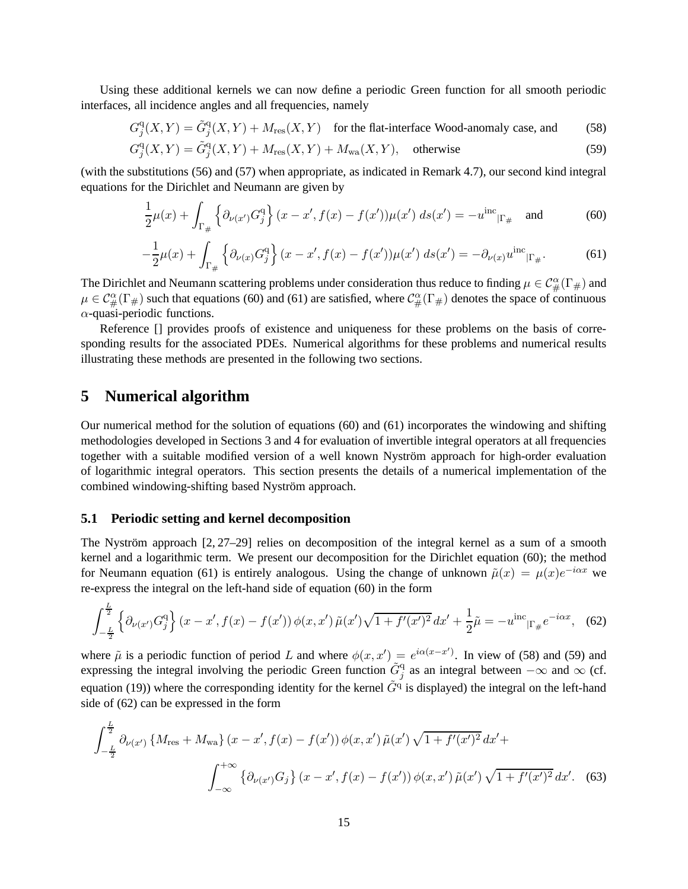Using these additional kernels we can now define a periodic Green function for all smooth periodic interfaces, all incidence angles and all frequencies, namely

$$G_j^{\mathrm{q}}(X,Y) = \tilde{G}_j^{\mathrm{q}}(X,Y) + M_{\mathrm{res}}(X,Y) \quad \text{for the flat-interface Wood-anomaly case, and} \tag{58}$$

$$G_j^{\mathrm{q}}(X,Y) = \tilde{G}_j^{\mathrm{q}}(X,Y) + M_{\mathrm{res}}(X,Y) + M_{\mathrm{wa}}(X,Y), \quad \text{otherwise} \tag{59}$$

(with the substitutions (56) and (57) when appropriate, as indicated in Remark 4.7), our second kind integral equations for the Dirichlet and Neumann are given by

$$\frac{1}{2}\mu(x) + \int_{\Gamma_\#} \left\{ \partial_{\nu(x')} G_j^{\mathrm{q}} \right\}(x - x', f(x) - f(x'))\mu(x')\, ds(x') = -u^{\mathrm{inc}}{}_{|\Gamma_\#} \quad \text{and} \tag{60}$$

$$-\frac{1}{2}\mu(x) + \int_{\Gamma_\#} \left\{ \partial_{\nu(x)} G_j^{\mathrm{q}} \right\}(x - x', f(x) - f(x'))\mu(x')\, ds(x') = -\partial_{\nu(x)} u^{\mathrm{inc}}{}_{|\Gamma_\#}. \tag{61}$$

The Dirichlet and Neumann scattering problems under consideration thus reduce to finding $\mu \in \mathcal{C}^{\alpha}_{\#}(\Gamma_\#)$ and $\mu \in \mathcal{C}^{\alpha}_{\#}(\Gamma_\#)$ such that equations (60) and (61) are satisfied, where $\mathcal{C}^{\alpha}_{\#}(\Gamma_\#)$ denotes the space of continuous $\alpha$-quasi-periodic functions.

Reference [] provides proofs of existence and uniqueness for these problems on the basis of corresponding results for the associated PDEs. Numerical algorithms for these problems and numerical results illustrating these methods are presented in the following two sections.

## 5 Numerical algorithm

Our numerical method for the solution of equations (60) and (61) incorporates the windowing and shifting methodologies developed in Sections 3 and 4 for evaluation of invertible integral operators at all frequencies together with a suitable modified version of a well known Nyström approach for high-order evaluation of logarithmic integral operators. This section presents the details of a numerical implementation of the combined windowing-shifting based Nyström approach.

### 5.1 Periodic setting and kernel decomposition

The Nyström approach [2, 27–29] relies on decomposition of the integral kernel as a sum of a smooth kernel and a logarithmic term. We present our decomposition for the Dirichlet equation (60); the method for Neumann equation (61) is entirely analogous. Using the change of unknown $\tilde{\mu}(x) = \mu(x)e^{-i\alpha x}$ we re-express the integral on the left-hand side of equation (60) in the form

$$\int_{-\frac{L}{2}}^{\frac{L}{2}} \left\{ \partial_{\nu(x')} G_j^{\mathrm{q}} \right\}(x - x', f(x) - f(x'))\, \phi(x,x')\, \tilde{\mu}(x') \sqrt{1 + f'(x')^2}\, dx' + \frac{1}{2}\tilde{\mu} = -u^{\mathrm{inc}}{}_{|\Gamma_\#} e^{-i\alpha x}, \tag{62}$$

where $\tilde{\mu}$ is a periodic function of period $L$ and where $\phi(x,x') = e^{i\alpha(x-x')}$. In view of (58) and (59) and expressing the integral involving the periodic Green function $\tilde{G}_j^{\mathrm{q}}$ as an integral between $-\infty$ and $\infty$ (cf. equation (19)) where the corresponding identity for the kernel $\tilde{G}^{\mathrm{q}}$ is displayed) the integral on the left-hand side of (62) can be expressed in the form

$$\int_{-\frac{L}{2}}^{\frac{L}{2}} \partial_{\nu(x')} \left\{ M_{\mathrm{res}} + M_{\mathrm{wa}} \right\}(x - x', f(x) - f(x'))\, \phi(x,x')\, \tilde{\mu}(x') \sqrt{1 + f'(x')^2}\, dx' +$$
$$\int_{-\infty}^{+\infty} \left\{ \partial_{\nu(x')} G_j \right\}(x - x', f(x) - f(x'))\, \phi(x,x')\, \tilde{\mu}(x') \sqrt{1 + f'(x')^2}\, dx'. \tag{63}$$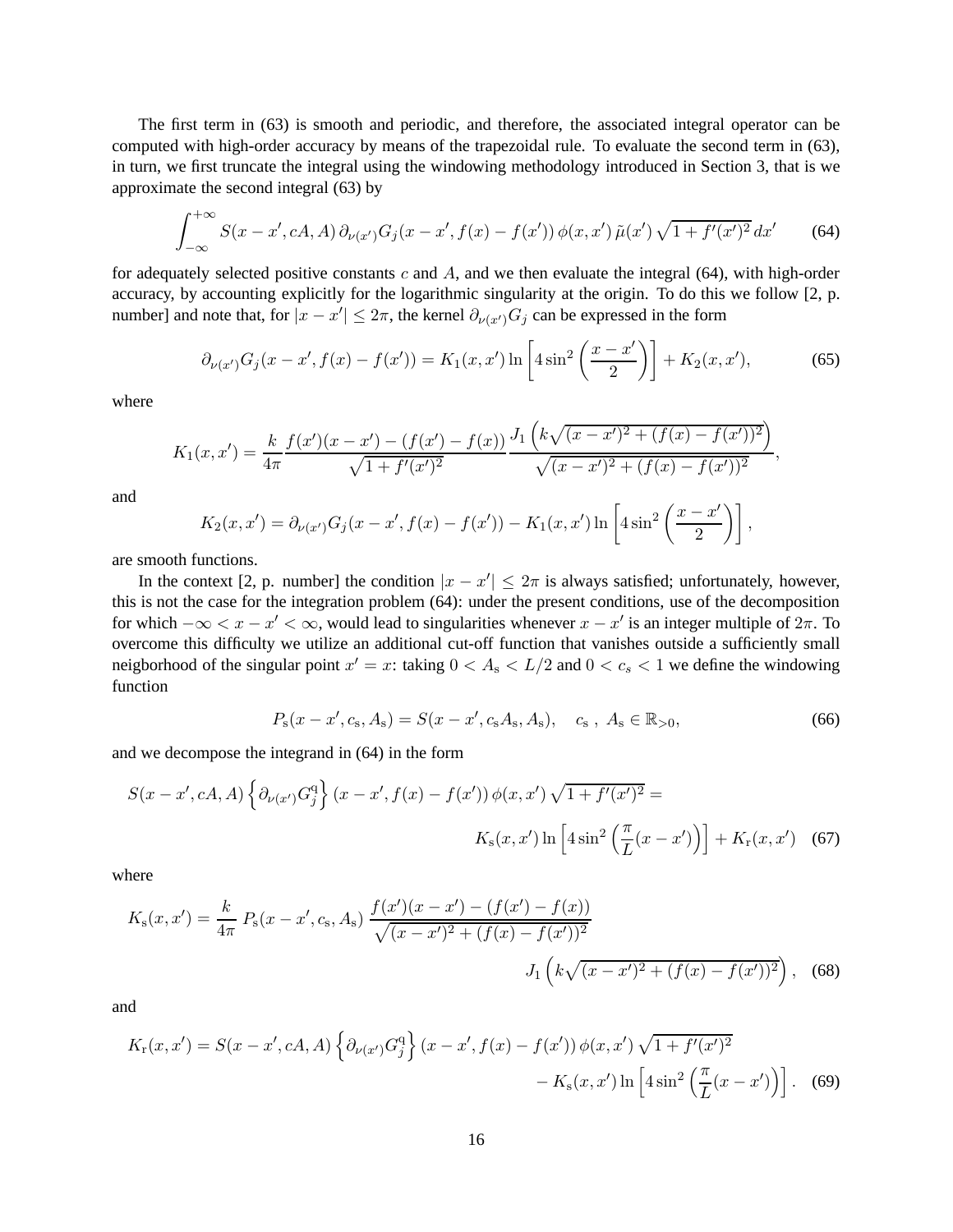The first term in (63) is smooth and periodic, and therefore, the associated integral operator can be computed with high-order accuracy by means of the trapezoidal rule. To evaluate the second term in (63), in turn, we first truncate the integral using the windowing methodology introduced in Section 3, that is we approximate the second integral (63) by

$$\int_{-\infty}^{+\infty} S(x-x', cA, A)\, \partial_{\nu(x')} G_j(x-x', f(x)-f(x'))\, \phi(x,x')\, \tilde{\mu}(x')\, \sqrt{1+f'(x')^2}\, dx' \tag{64}$$

for adequately selected positive constants $c$ and $A$, and we then evaluate the integral (64), with high-order accuracy, by accounting explicitly for the logarithmic singularity at the origin. To do this we follow [2, p. number] and note that, for $|x-x'| \le 2\pi$, the kernel $\partial_{\nu(x')} G_j$ can be expressed in the form

$$\partial_{\nu(x')} G_j(x-x', f(x)-f(x')) = K_1(x,x') \ln\left[4\sin^2\left(\frac{x-x'}{2}\right)\right] + K_2(x,x'), \tag{65}$$

where

$$K_1(x,x') = \frac{k}{4\pi} \frac{f(x')(x-x') - (f(x')-f(x))}{\sqrt{1+f'(x')^2}} \frac{J_1\left(k\sqrt{(x-x')^2+(f(x)-f(x'))^2}\right)}{\sqrt{(x-x')^2+(f(x)-f(x'))^2}},$$

and

$$K_2(x,x') = \partial_{\nu(x')} G_j(x-x', f(x)-f(x')) - K_1(x,x') \ln\left[4\sin^2\left(\frac{x-x'}{2}\right)\right],$$

are smooth functions.

In the context [2, p. number] the condition $|x-x'| \le 2\pi$ is always satisfied; unfortunately, however, this is not the case for the integration problem (64): under the present conditions, use of the decomposition for which $-\infty < x-x' < \infty$, would lead to singularities whenever $x-x'$ is an integer multiple of $2\pi$. To overcome this difficulty we utilize an additional cut-off function that vanishes outside a sufficiently small neigborhood of the singular point $x'=x$: taking $0 < A_{\rm s} < L/2$ and $0 < c_s < 1$ we define the windowing function

$$P_{\rm s}(x-x', c_{\rm s}, A_{\rm s}) = S(x-x', c_{\rm s}A_{\rm s}, A_{\rm s}), \quad c_{\rm s}\ ,\ A_{\rm s} \in \mathbb{R}_{>0}, \tag{66}$$

and we decompose the integrand in (64) in the form

$$S(x-x', cA, A)\left\{\partial_{\nu(x')} G_j^{\rm q}\right\}(x-x', f(x)-f(x'))\, \phi(x,x')\, \sqrt{1+f'(x')^2} = K_{\rm s}(x,x') \ln\left[4\sin^2\left(\frac{\pi}{L}(x-x')\right)\right] + K_{\rm r}(x,x') \tag{67}$$

where

$$K_{\rm s}(x,x') = \frac{k}{4\pi}\, P_{\rm s}(x-x', c_{\rm s}, A_{\rm s})\, \frac{f(x')(x-x') - (f(x')-f(x))}{\sqrt{(x-x')^2+(f(x)-f(x'))^2}} J_1\left(k\sqrt{(x-x')^2+(f(x)-f(x'))^2}\right), \tag{68}$$

and

$$K_{\rm r}(x,x') = S(x-x', cA, A)\left\{\partial_{\nu(x')} G_j^{\rm q}\right\}(x-x', f(x)-f(x'))\, \phi(x,x')\, \sqrt{1+f'(x')^2} - K_{\rm s}(x,x') \ln\left[4\sin^2\left(\frac{\pi}{L}(x-x')\right)\right]. \tag{69}$$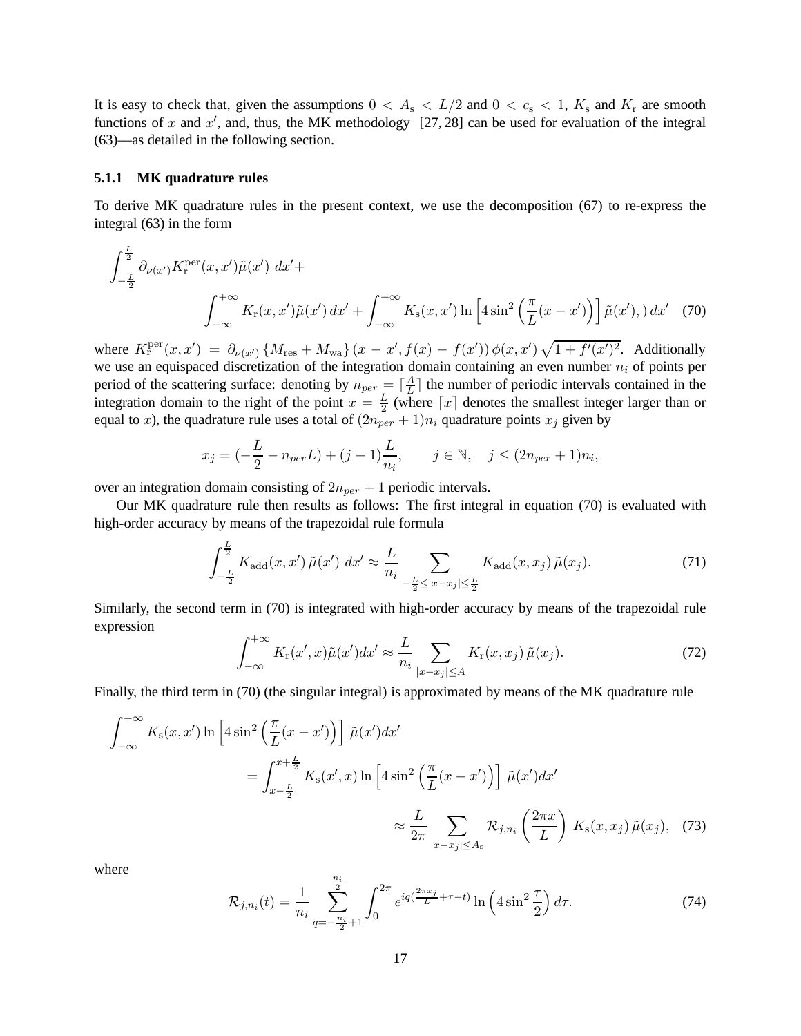It is easy to check that, given the assumptions $0 < A_{\rm s} < L/2$ and $0 < c_{\rm s} < 1$, $K_{\rm s}$ and $K_{\rm r}$ are smooth functions of $x$ and $x'$, and, thus, the MK methodology [27, 28] can be used for evaluation of the integral (63)—as detailed in the following section.

### 5.1.1 MK quadrature rules

To derive MK quadrature rules in the present context, we use the decomposition (67) to re-express the integral (63) in the form

$$\int_{-\frac{L}{2}}^{\frac{L}{2}} \partial_{\nu(x')} K_{\rm r}^{\rm per}(x,x')\tilde{\mu}(x')\; dx' + \int_{-\infty}^{+\infty} K_{\rm r}(x,x')\tilde{\mu}(x')\, dx' + \int_{-\infty}^{+\infty} K_{\rm s}(x,x') \ln\left[4\sin^2\left(\frac{\pi}{L}(x-x')\right)\right]\tilde{\mu}(x'),)\, dx' \quad (70)$$

where $K_{\rm r}^{\rm per}(x,x') = \partial_{\nu(x')}\left\{M_{\rm res} + M_{\rm wa}\right\}(x-x', f(x)-f(x'))\,\phi(x,x')\sqrt{1+f'(x')^2}$. Additionally we use an equispaced discretization of the integration domain containing an even number $n_i$ of points per period of the scattering surface: denoting by $n_{per} = \lceil \frac{A}{L} \rceil$ the number of periodic intervals contained in the integration domain to the right of the point $x = \frac{L}{2}$ (where $\lceil x \rceil$ denotes the smallest integer larger than or equal to $x$), the quadrature rule uses a total of $(2n_{per}+1)n_i$ quadrature points $x_j$ given by

$$x_j = \left(-\frac{L}{2} - n_{per}L\right) + (j-1)\frac{L}{n_i}, \qquad j \in \mathbb{N}, \quad j \leq (2n_{per}+1)n_i,$$

over an integration domain consisting of $2n_{per}+1$ periodic intervals.

Our MK quadrature rule then results as follows: The first integral in equation (70) is evaluated with high-order accuracy by means of the trapezoidal rule formula

$$\int_{-\frac{L}{2}}^{\frac{L}{2}} K_{\rm add}(x,x')\,\tilde{\mu}(x')\; dx' \approx \frac{L}{n_i} \sum_{-\frac{L}{2} \leq |x-x_j| \leq \frac{L}{2}} K_{\rm add}(x,x_j)\,\tilde{\mu}(x_j). \quad (71)$$

Similarly, the second term in (70) is integrated with high-order accuracy by means of the trapezoidal rule expression

$$\int_{-\infty}^{+\infty} K_{\rm r}(x',x)\tilde{\mu}(x')dx' \approx \frac{L}{n_i} \sum_{|x-x_j| \leq A} K_{\rm r}(x,x_j)\,\tilde{\mu}(x_j). \quad (72)$$

Finally, the third term in (70) (the singular integral) is approximated by means of the MK quadrature rule

$$\begin{aligned}\int_{-\infty}^{+\infty} K_{\rm s}(x,x') \ln\left[4\sin^2\left(\frac{\pi}{L}(x-x')\right)\right]\, \tilde{\mu}(x')dx' &= \int_{x-\frac{L}{2}}^{x+\frac{L}{2}} K_{\rm s}(x',x) \ln\left[4\sin^2\left(\frac{\pi}{L}(x-x')\right)\right]\, \tilde{\mu}(x')dx' \\ &\approx \frac{L}{2\pi} \sum_{|x-x_j| \leq A_{\rm s}} \mathcal{R}_{j,n_i}\left(\frac{2\pi x}{L}\right)\, K_{\rm s}(x,x_j)\,\tilde{\mu}(x_j), \quad (73)\end{aligned}$$

where

$$\mathcal{R}_{j,n_i}(t) = \frac{1}{n_i} \sum_{q=-\frac{n_i}{2}+1}^{\frac{n_i}{2}} \int_0^{2\pi} e^{iq\left(\frac{2\pi x_j}{L}+\tau-t\right)} \ln\left(4\sin^2\frac{\tau}{2}\right) d\tau. \quad (74)$$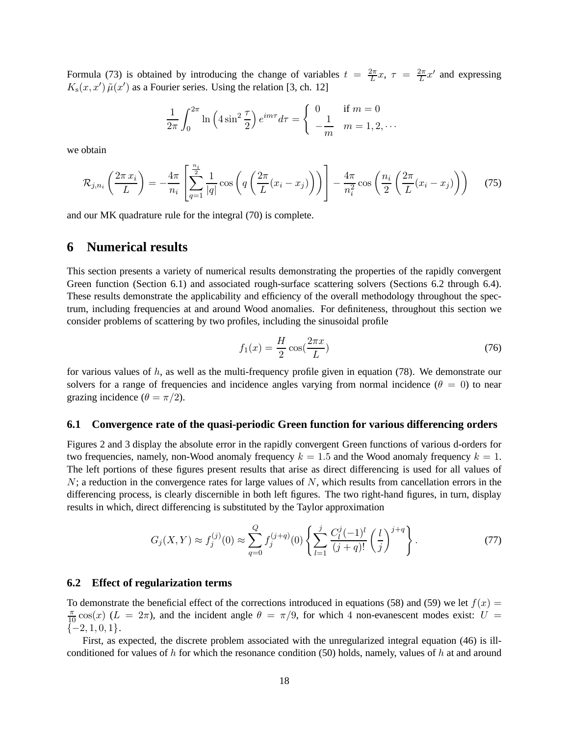Formula (73) is obtained by introducing the change of variables $t = \frac{2\pi}{L}x$, $\tau = \frac{2\pi}{L}x'$ and expressing $K_s(x, x')\,\tilde{\mu}(x')$ as a Fourier series. Using the relation [3, ch. 12]

$$\frac{1}{2\pi}\int_0^{2\pi} \ln\left(4\sin^2\frac{\tau}{2}\right)e^{im\tau}d\tau = \begin{cases} 0 & \text{if } m = 0 \\ -\dfrac{1}{m} & m = 1, 2, \cdots \end{cases}$$

we obtain

$$\mathcal{R}_{j,n_i}\left(\frac{2\pi\, x_i}{L}\right) = -\frac{4\pi}{n_i}\left[\sum_{q=1}^{\frac{n_i}{2}}\frac{1}{|q|}\cos\left(q\left(\frac{2\pi}{L}(x_i - x_j)\right)\right)\right] - \frac{4\pi}{n_i^2}\cos\left(\frac{n_i}{2}\left(\frac{2\pi}{L}(x_i - x_j)\right)\right) \tag{75}$$

and our MK quadrature rule for the integral (70) is complete.

# 6 Numerical results

This section presents a variety of numerical results demonstrating the properties of the rapidly convergent Green function (Section 6.1) and associated rough-surface scattering solvers (Sections 6.2 through 6.4). These results demonstrate the applicability and efficiency of the overall methodology throughout the spectrum, including frequencies at and around Wood anomalies. For definiteness, throughout this section we consider problems of scattering by two profiles, including the sinusoidal profile

$$f_1(x) = \frac{H}{2}\cos\left(\frac{2\pi x}{L}\right) \tag{76}$$

for various values of $h$, as well as the multi-frequency profile given in equation (78). We demonstrate our solvers for a range of frequencies and incidence angles varying from normal incidence ($\theta = 0$) to near grazing incidence ($\theta = \pi/2$).

## 6.1 Convergence rate of the quasi-periodic Green function for various differencing orders

Figures 2 and 3 display the absolute error in the rapidly convergent Green functions of various d-orders for two frequencies, namely, non-Wood anomaly frequency $k = 1.5$ and the Wood anomaly frequency $k = 1$. The left portions of these figures present results that arise as direct differencing is used for all values of $N$; a reduction in the convergence rates for large values of $N$, which results from cancellation errors in the differencing process, is clearly discernible in both left figures. The two right-hand figures, in turn, display results in which, direct differencing is substituted by the Taylor approximation

$$G_j(X, Y) \approx f_j^{(j)}(0) \approx \sum_{q=0}^{Q} f_j^{(j+q)}(0)\left\{\sum_{l=1}^{j}\frac{C_l^j(-1)^l}{(j+q)!}\left(\frac{l}{j}\right)^{j+q}\right\}. \tag{77}$$

## 6.2 Effect of regularization terms

To demonstrate the beneficial effect of the corrections introduced in equations (58) and (59) we let $f(x) = \frac{\pi}{10}\cos(x)$ ($L = 2\pi$), and the incident angle $\theta = \pi/9$, for which $4$ non-evanescent modes exist: $U = \{-2, 1, 0, 1\}$.

First, as expected, the discrete problem associated with the unregularized integral equation (46) is ill-conditioned for values of $h$ for which the resonance condition (50) holds, namely, values of $h$ at and around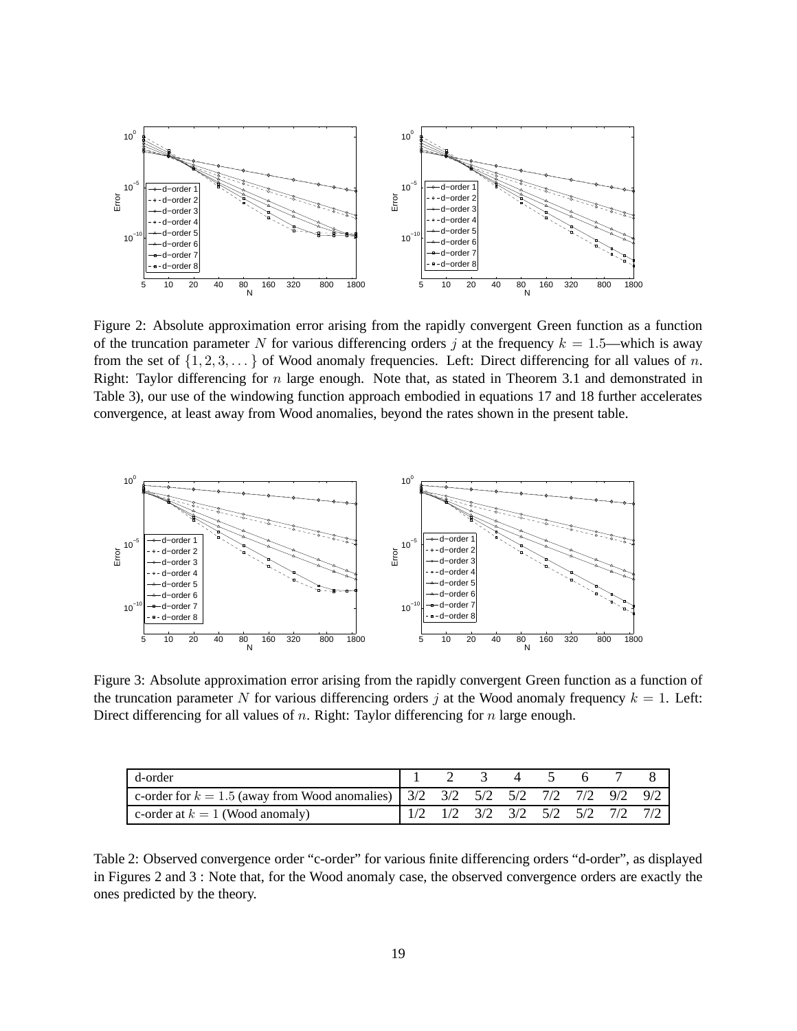Figure 2: Absolute approximation error arising from the rapidly convergent Green function as a function of the truncation parameter $N$ for various differencing orders $j$ at the frequency $k = 1.5$—which is away from the set of $\{1, 2, 3, \dots\}$ of Wood anomaly frequencies. Left: Direct differencing for all values of $n$. Right: Taylor differencing for $n$ large enough. Note that, as stated in Theorem 3.1 and demonstrated in Table 3), our use of the windowing function approach embodied in equations 17 and 18 further accelerates convergence, at least away from Wood anomalies, beyond the rates shown in the present table.

Figure 3: Absolute approximation error arising from the rapidly convergent Green function as a function of the truncation parameter $N$ for various differencing orders $j$ at the Wood anomaly frequency $k = 1$. Left: Direct differencing for all values of $n$. Right: Taylor differencing for $n$ large enough.

| d-order | 1 | 2 | 3 | 4 | 5 | 6 | 7 | 8 |
|---|---|---|---|---|---|---|---|---|
| c-order for $k = 1.5$ (away from Wood anomalies) | 3/2 | 3/2 | 5/2 | 5/2 | 7/2 | 7/2 | 9/2 | 9/2 |
| c-order at $k = 1$ (Wood anomaly) | 1/2 | 1/2 | 3/2 | 3/2 | 5/2 | 5/2 | 7/2 | 7/2 |

Table 2: Observed convergence order "c-order" for various finite differencing orders "d-order", as displayed in Figures 2 and 3 : Note that, for the Wood anomaly case, the observed convergence orders are exactly the ones predicted by the theory.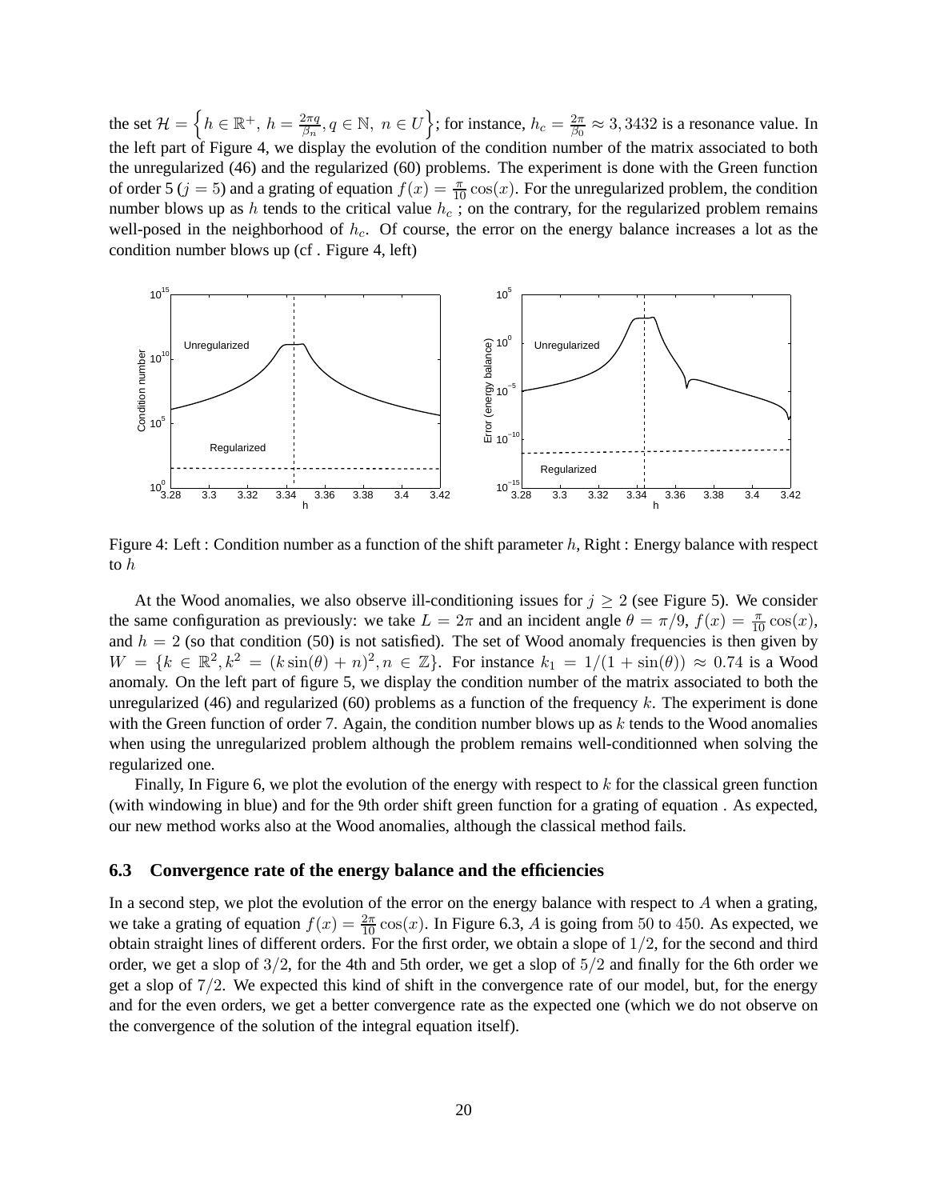the set $\mathcal{H} = \left\{ h \in \mathbb{R}^+,\ h = \frac{2\pi q}{\beta_n}, q \in \mathbb{N},\ n \in U \right\}$; for instance, $h_c = \frac{2\pi}{\beta_0} \approx 3,3432$ is a resonance value. In the left part of Figure 4, we display the evolution of the condition number of the matrix associated to both the unregularized (46) and the regularized (60) problems. The experiment is done with the Green function of order 5 ($j = 5$) and a grating of equation $f(x) = \frac{\pi}{10}\cos(x)$. For the unregularized problem, the condition number blows up as $h$ tends to the critical value $h_c$ ; on the contrary, for the regularized problem remains well-posed in the neighborhood of $h_c$. Of course, the error on the energy balance increases a lot as the condition number blows up (cf . Figure 4, left)

Figure 4: Left : Condition number as a function of the shift parameter $h$, Right : Energy balance with respect to $h$

At the Wood anomalies, we also observe ill-conditioning issues for $j \geq 2$ (see Figure 5). We consider the same configuration as previously: we take $L = 2\pi$ and an incident angle $\theta = \pi/9$, $f(x) = \frac{\pi}{10}\cos(x)$, and $h = 2$ (so that condition (50) is not satisfied). The set of Wood anomaly frequencies is then given by $W = \{k \in \mathbb{R}^2, k^2 = (k\sin(\theta) + n)^2, n \in \mathbb{Z}\}$. For instance $k_1 = 1/(1 + \sin(\theta)) \approx 0.74$ is a Wood anomaly. On the left part of figure 5, we display the condition number of the matrix associated to both the unregularized (46) and regularized (60) problems as a function of the frequency $k$. The experiment is done with the Green function of order 7. Again, the condition number blows up as $k$ tends to the Wood anomalies when using the unregularized problem although the problem remains well-conditionned when solving the regularized one.

Finally, In Figure 6, we plot the evolution of the energy with respect to $k$ for the classical green function (with windowing in blue) and for the 9th order shift green function for a grating of equation . As expected, our new method works also at the Wood anomalies, although the classical method fails.

### 6.3 Convergence rate of the energy balance and the efficiencies

In a second step, we plot the evolution of the error on the energy balance with respect to $A$ when a grating, we take a grating of equation $f(x) = \frac{2\pi}{10}\cos(x)$. In Figure 6.3, $A$ is going from 50 to 450. As expected, we obtain straight lines of different orders. For the first order, we obtain a slope of $1/2$, for the second and third order, we get a slop of $3/2$, for the 4th and 5th order, we get a slop of $5/2$ and finally for the 6th order we get a slope of $7/2$. We expected this kind of shift in the convergence rate of our model, but, for the energy and for the even orders, we get a better convergence rate as the expected one (which we do not observe on the convergence of the solution of the integral equation itself).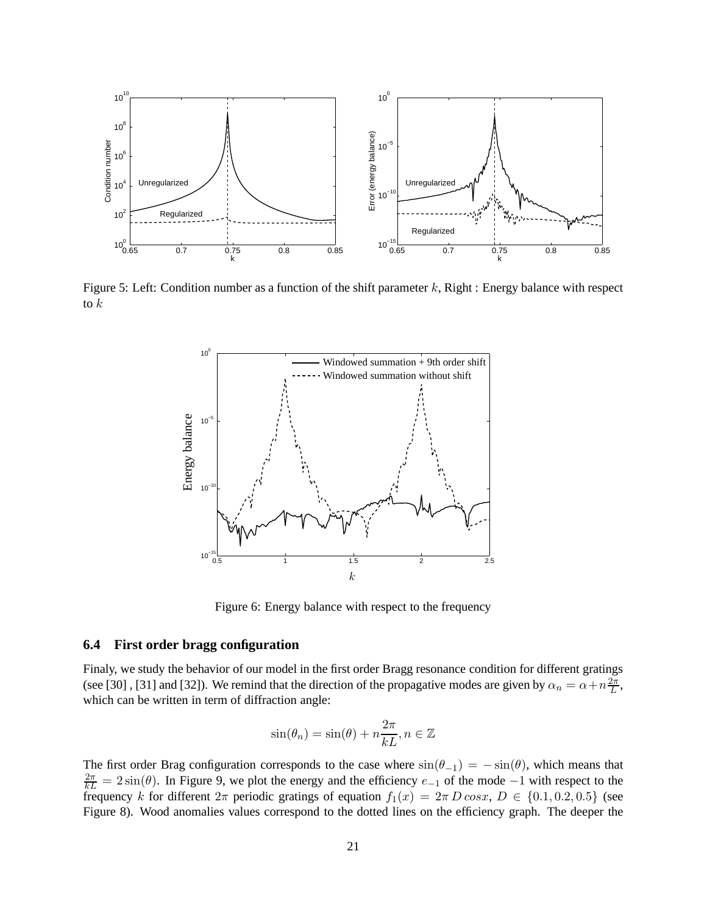Figure 5: Left: Condition number as a function of the shift parameter $k$, Right : Energy balance with respect to $k$

Figure 6: Energy balance with respect to the frequency

### 6.4 First order bragg configuration

Finaly, we study the behavior of our model in the first order Bragg resonance condition for different gratings (see [30] , [31] and [32]). We remind that the direction of the propagative modes are given by $\alpha_n = \alpha + n\frac{2\pi}{L}$, which can be written in term of diffraction angle:

$$\sin(\theta_n) = \sin(\theta) + n\frac{2\pi}{kL}, n \in \mathbb{Z}$$

The first order Brag configuration corresponds to the case where $\sin(\theta_{-1}) = -\sin(\theta)$, which means that $\frac{2\pi}{kL} = 2\sin(\theta)$. In Figure 9, we plot the energy and the efficiency $e_{-1}$ of the mode $-1$ with respect to the frequency $k$ for different $2\pi$ periodic gratings of equation $f_1(x) = 2\pi\, D\, cosx$, $D \in \{0.1, 0.2, 0.5\}$ (see Figure 8). Wood anomalies values correspond to the dotted lines on the efficiency graph. The deeper the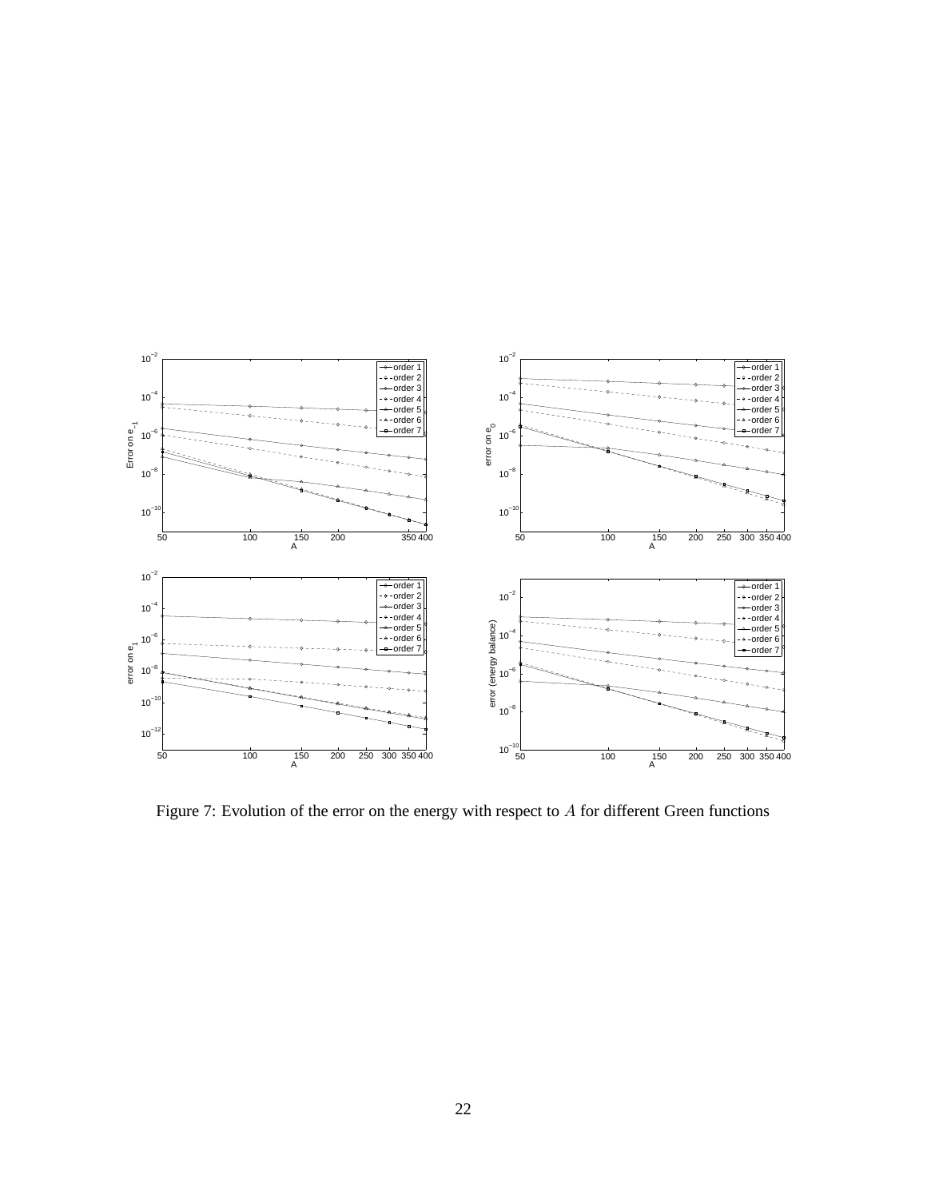Figure 7: Evolution of the error on the energy with respect to $A$ for different Green functions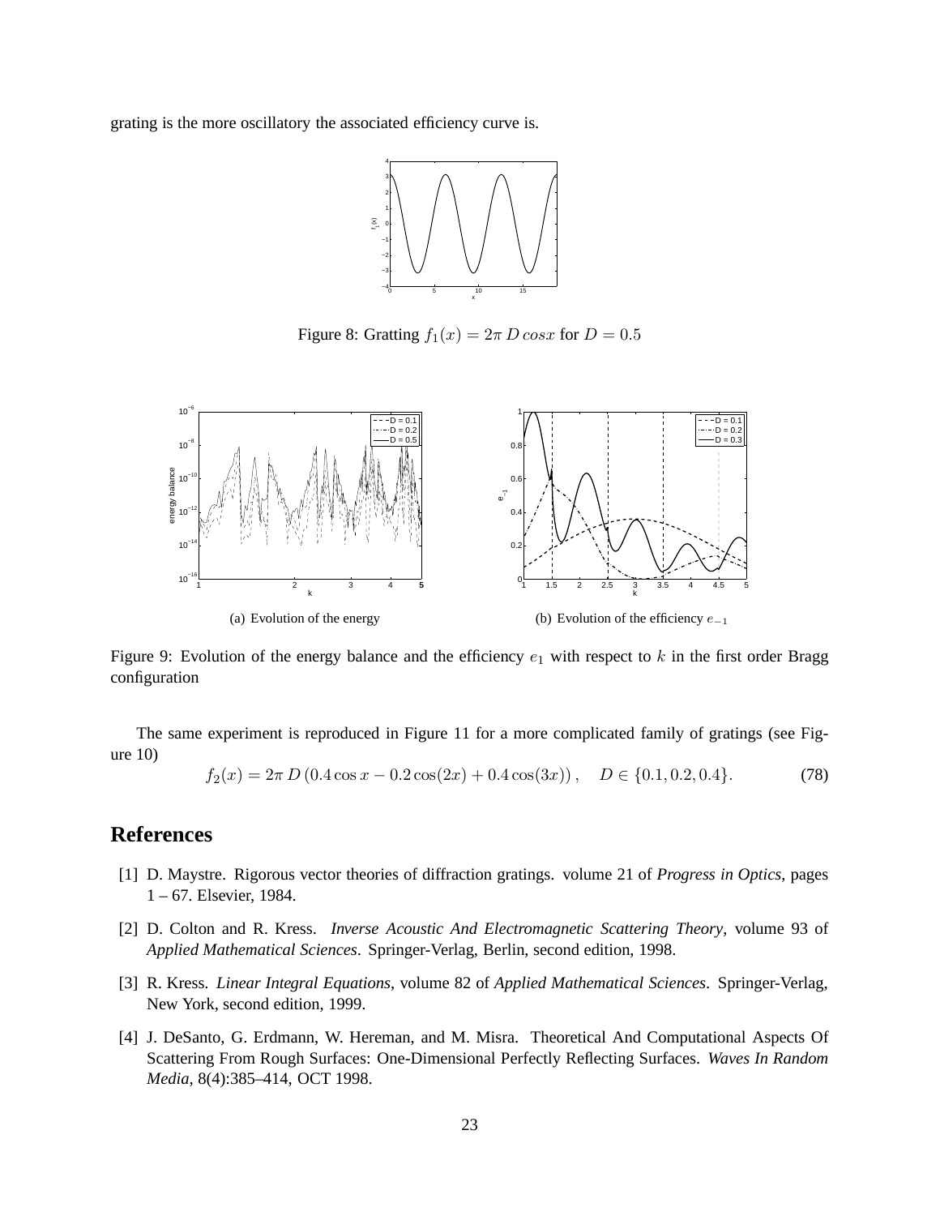grating is the more oscillatory the associated efficiency curve is.

Figure 8: Gratting $f_1(x) = 2\pi\, D\, cosx$ for $D = 0.5$

(a) Evolution of the energy

(b) Evolution of the efficiency $e_{-1}$

Figure 9: Evolution of the energy balance and the efficiency $e_1$ with respect to $k$ in the first order Bragg configuration

The same experiment is reproduced in Figure 11 for a more complicated family of gratings (see Figure 10)

$$f_2(x) = 2\pi\, D\, (0.4 \cos x - 0.2 \cos(2x) + 0.4 \cos(3x)), \quad D \in \{0.1, 0.2, 0.4\}. \tag{78}$$

## References

[1] D. Maystre. Rigorous vector theories of diffraction gratings. volume 21 of *Progress in Optics*, pages 1 – 67. Elsevier, 1984.

[2] D. Colton and R. Kress. *Inverse Acoustic And Electromagnetic Scattering Theory*, volume 93 of *Applied Mathematical Sciences*. Springer-Verlag, Berlin, second edition, 1998.

[3] R. Kress. *Linear Integral Equations*, volume 82 of *Applied Mathematical Sciences*. Springer-Verlag, New York, second edition, 1999.

[4] J. DeSanto, G. Erdmann, W. Hereman, and M. Misra. Theoretical And Computational Aspects Of Scattering From Rough Surfaces: One-Dimensional Perfectly Reflecting Surfaces. *Waves In Random Media*, 8(4):385–414, OCT 1998.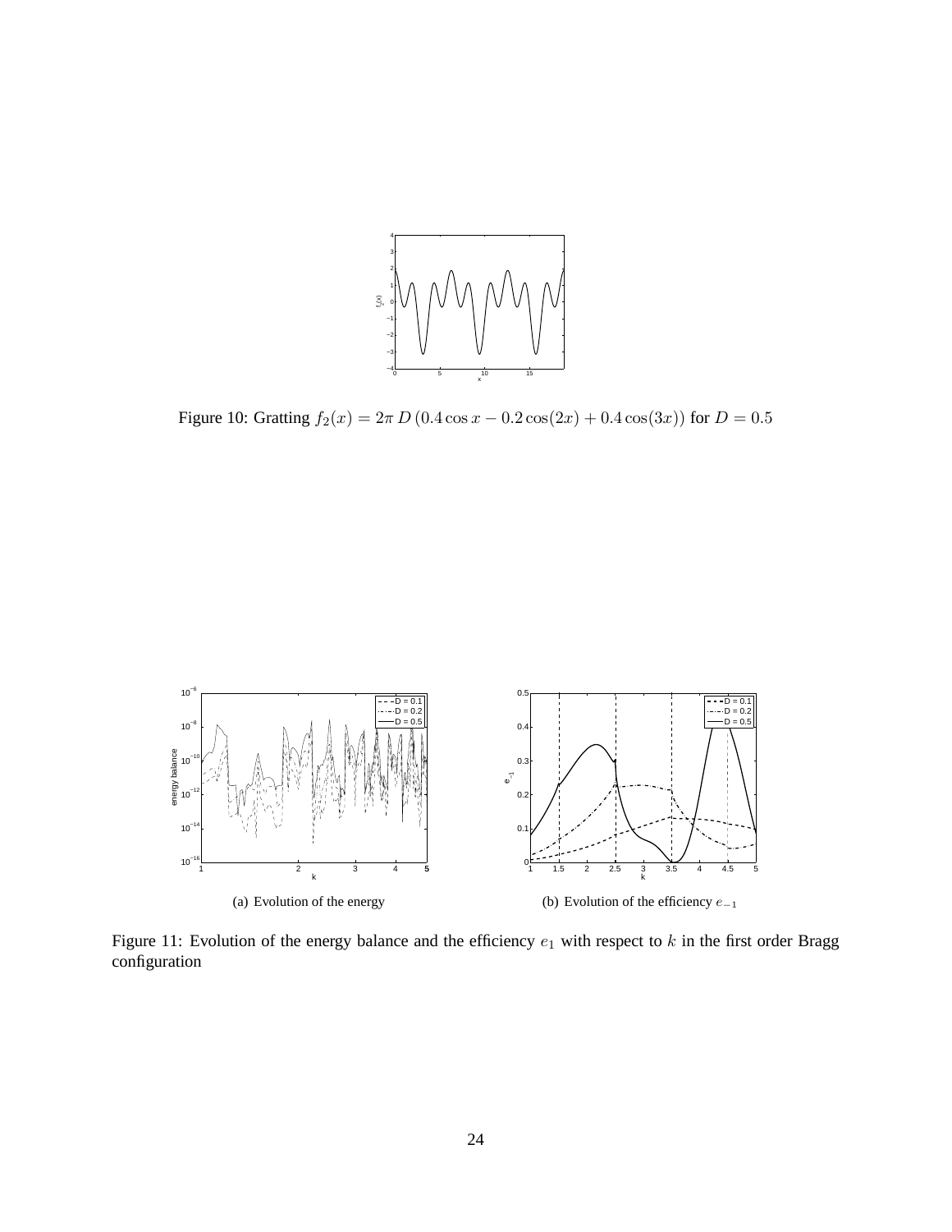Figure 10: Gratting $f_2(x) = 2\pi\, D\,(0.4\cos x - 0.2\cos(2x) + 0.4\cos(3x))$ for $D = 0.5$

(a) Evolution of the energy

(b) Evolution of the efficiency $e_{-1}$

Figure 11: Evolution of the energy balance and the efficiency $e_1$ with respect to $k$ in the first order Bragg configuration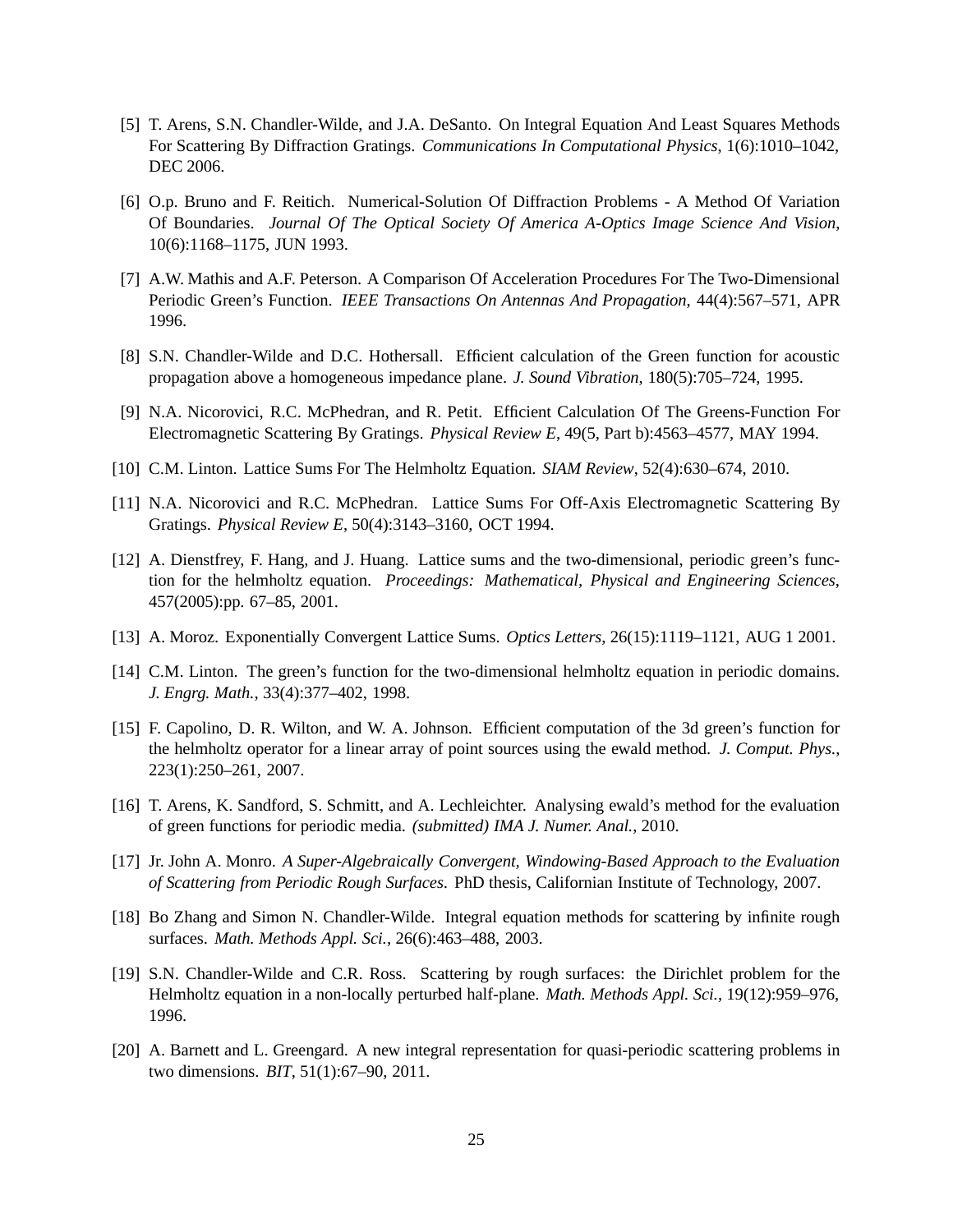[5] T. Arens, S.N. Chandler-Wilde, and J.A. DeSanto. On Integral Equation And Least Squares Methods For Scattering By Diffraction Gratings. *Communications In Computational Physics*, 1(6):1010–1042, DEC 2006.

[6] O.p. Bruno and F. Reitich. Numerical-Solution Of Diffraction Problems - A Method Of Variation Of Boundaries. *Journal Of The Optical Society Of America A-Optics Image Science And Vision*, 10(6):1168–1175, JUN 1993.

[7] A.W. Mathis and A.F. Peterson. A Comparison Of Acceleration Procedures For The Two-Dimensional Periodic Green's Function. *IEEE Transactions On Antennas And Propagation*, 44(4):567–571, APR 1996.

[8] S.N. Chandler-Wilde and D.C. Hothersall. Efficient calculation of the Green function for acoustic propagation above a homogeneous impedance plane. *J. Sound Vibration*, 180(5):705–724, 1995.

[9] N.A. Nicorovici, R.C. McPhedran, and R. Petit. Efficient Calculation Of The Greens-Function For Electromagnetic Scattering By Gratings. *Physical Review E*, 49(5, Part b):4563–4577, MAY 1994.

[10] C.M. Linton. Lattice Sums For The Helmholtz Equation. *SIAM Review*, 52(4):630–674, 2010.

[11] N.A. Nicorovici and R.C. McPhedran. Lattice Sums For Off-Axis Electromagnetic Scattering By Gratings. *Physical Review E*, 50(4):3143–3160, OCT 1994.

[12] A. Dienstfrey, F. Hang, and J. Huang. Lattice sums and the two-dimensional, periodic green's function for the helmholtz equation. *Proceedings: Mathematical, Physical and Engineering Sciences*, 457(2005):pp. 67–85, 2001.

[13] A. Moroz. Exponentially Convergent Lattice Sums. *Optics Letters*, 26(15):1119–1121, AUG 1 2001.

[14] C.M. Linton. The green's function for the two-dimensional helmholtz equation in periodic domains. *J. Engrg. Math.*, 33(4):377–402, 1998.

[15] F. Capolino, D. R. Wilton, and W. A. Johnson. Efficient computation of the 3d green's function for the helmholtz operator for a linear array of point sources using the ewald method. *J. Comput. Phys.*, 223(1):250–261, 2007.

[16] T. Arens, K. Sandford, S. Schmitt, and A. Lechleichter. Analysing ewald's method for the evaluation of green functions for periodic media. *(submitted) IMA J. Numer. Anal.*, 2010.

[17] Jr. John A. Monro. *A Super-Algebraically Convergent, Windowing-Based Approach to the Evaluation of Scattering from Periodic Rough Surfaces.* PhD thesis, Californian Institute of Technology, 2007.

[18] Bo Zhang and Simon N. Chandler-Wilde. Integral equation methods for scattering by infinite rough surfaces. *Math. Methods Appl. Sci.*, 26(6):463–488, 2003.

[19] S.N. Chandler-Wilde and C.R. Ross. Scattering by rough surfaces: the Dirichlet problem for the Helmholtz equation in a non-locally perturbed half-plane. *Math. Methods Appl. Sci.*, 19(12):959–976, 1996.

[20] A. Barnett and L. Greengard. A new integral representation for quasi-periodic scattering problems in two dimensions. *BIT*, 51(1):67–90, 2011.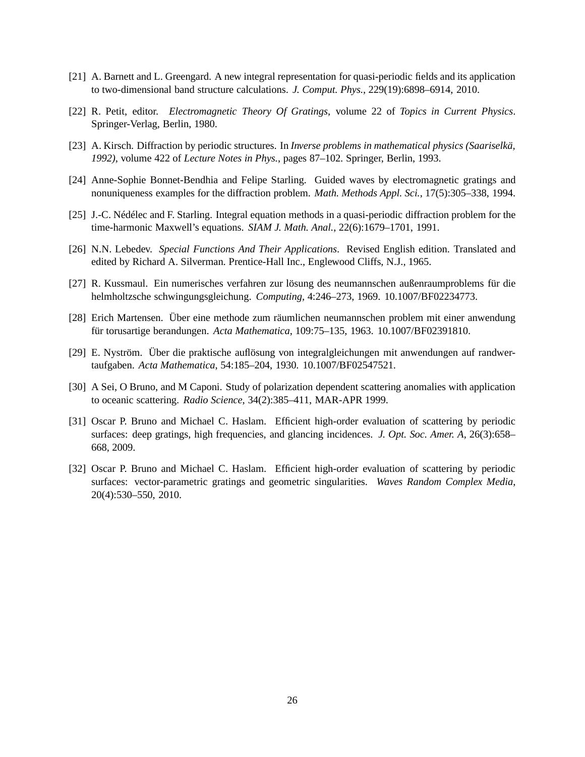[21] A. Barnett and L. Greengard. A new integral representation for quasi-periodic fields and its application to two-dimensional band structure calculations. *J. Comput. Phys.*, 229(19):6898–6914, 2010.

[22] R. Petit, editor. *Electromagnetic Theory Of Gratings*, volume 22 of *Topics in Current Physics*. Springer-Verlag, Berlin, 1980.

[23] A. Kirsch. Diffraction by periodic structures. In *Inverse problems in mathematical physics (Saariselkä, 1992)*, volume 422 of *Lecture Notes in Phys.*, pages 87–102. Springer, Berlin, 1993.

[24] Anne-Sophie Bonnet-Bendhia and Felipe Starling. Guided waves by electromagnetic gratings and nonuniqueness examples for the diffraction problem. *Math. Methods Appl. Sci.*, 17(5):305–338, 1994.

[25] J.-C. Nédélec and F. Starling. Integral equation methods in a quasi-periodic diffraction problem for the time-harmonic Maxwell's equations. *SIAM J. Math. Anal.*, 22(6):1679–1701, 1991.

[26] N.N. Lebedev. *Special Functions And Their Applications*. Revised English edition. Translated and edited by Richard A. Silverman. Prentice-Hall Inc., Englewood Cliffs, N.J., 1965.

[27] R. Kussmaul. Ein numerisches verfahren zur lösung des neumannschen außenraumproblems für die helmholtzsche schwingungsgleichung. *Computing*, 4:246–273, 1969. 10.1007/BF02234773.

[28] Erich Martensen. Über eine methode zum räumlichen neumannschen problem mit einer anwendung für torusartige berandungen. *Acta Mathematica*, 109:75–135, 1963. 10.1007/BF02391810.

[29] E. Nyström. Über die praktische auflösung von integralgleichungen mit anwendungen auf randwertaufgaben. *Acta Mathematica*, 54:185–204, 1930. 10.1007/BF02547521.

[30] A Sei, O Bruno, and M Caponi. Study of polarization dependent scattering anomalies with application to oceanic scattering. *Radio Science*, 34(2):385–411, MAR-APR 1999.

[31] Oscar P. Bruno and Michael C. Haslam. Efficient high-order evaluation of scattering by periodic surfaces: deep gratings, high frequencies, and glancing incidences. *J. Opt. Soc. Amer. A*, 26(3):658–668, 2009.

[32] Oscar P. Bruno and Michael C. Haslam. Efficient high-order evaluation of scattering by periodic surfaces: vector-parametric gratings and geometric singularities. *Waves Random Complex Media*, 20(4):530–550, 2010.